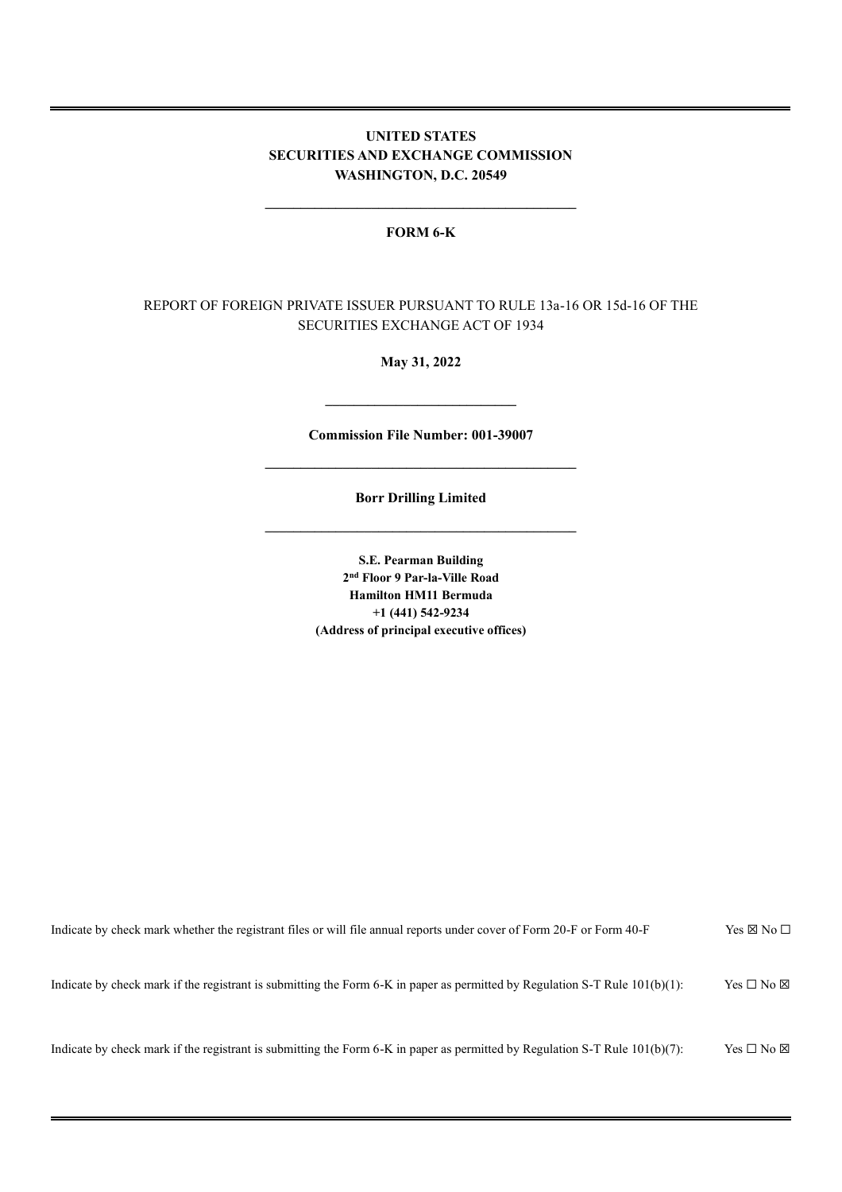**UNITED STATES**
**SECURITIES AND EXCHANGE COMMISSION**
**WASHINGTON, D.C. 20549**

---

**FORM 6-K**

REPORT OF FOREIGN PRIVATE ISSUER PURSUANT TO RULE 13a-16 OR 15d-16 OF THE SECURITIES EXCHANGE ACT OF 1934

**May 31, 2022**

---

**Commission File Number: 001-39007**

---

**Borr Drilling Limited**

---

**S.E. Pearman Building**
**2nd Floor 9 Par-la-Ville Road**
**Hamilton HM11 Bermuda**
**+1 (441) 542-9234**
**(Address of principal executive offices)**

Indicate by check mark whether the registrant files or will file annual reports under cover of Form 20-F or Form 40-F Yes ☒ No ☐

Indicate by check mark if the registrant is submitting the Form 6-K in paper as permitted by Regulation S-T Rule 101(b)(1): Yes ☐ No ☒

Indicate by check mark if the registrant is submitting the Form 6-K in paper as permitted by Regulation S-T Rule 101(b)(7): Yes ☐ No ☒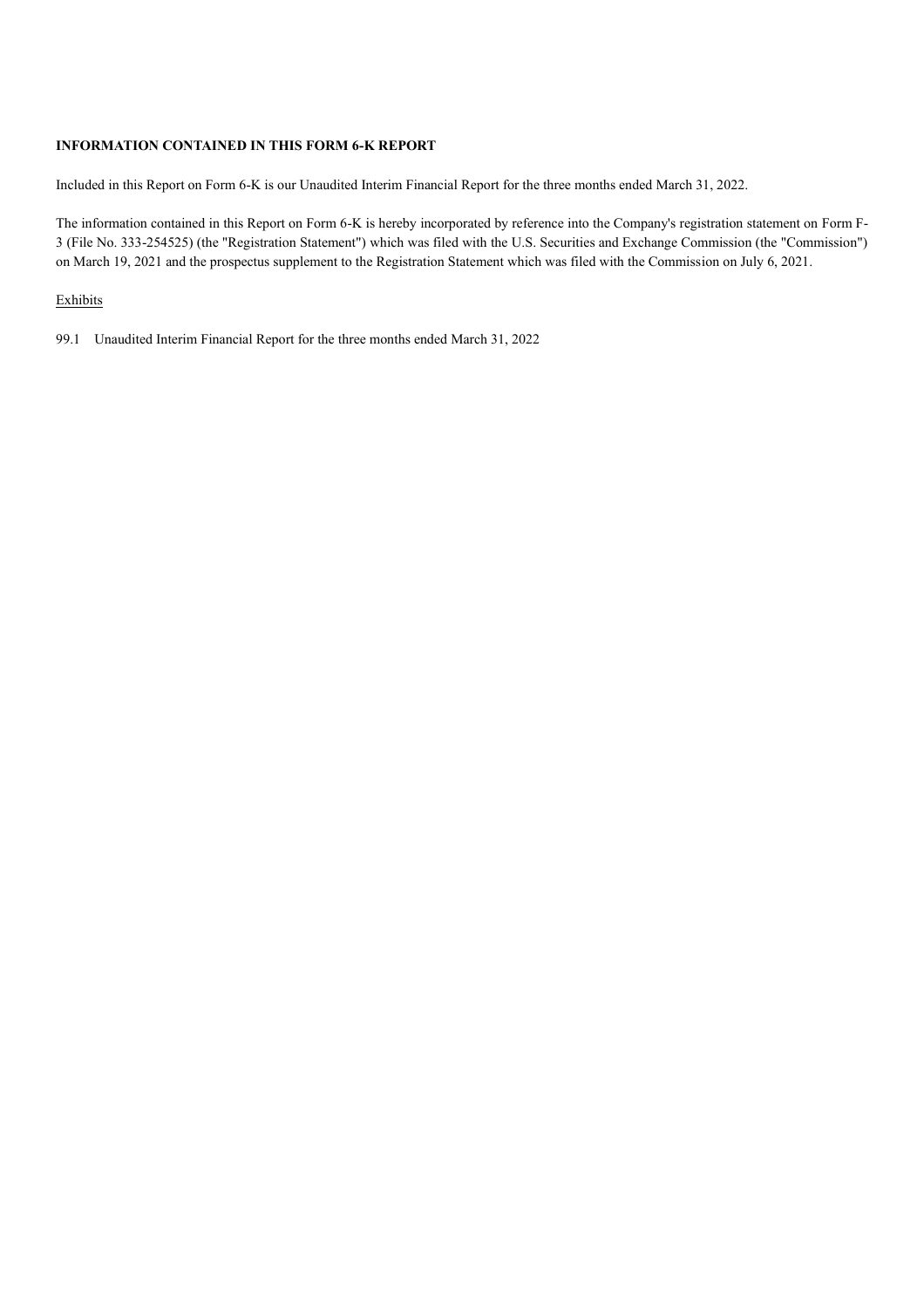**INFORMATION CONTAINED IN THIS FORM 6-K REPORT**

Included in this Report on Form 6-K is our Unaudited Interim Financial Report for the three months ended March 31, 2022.

The information contained in this Report on Form 6-K is hereby incorporated by reference into the Company's registration statement on Form F-3 (File No. 333-254525) (the "Registration Statement") which was filed with the U.S. Securities and Exchange Commission (the "Commission") on March 19, 2021 and the prospectus supplement to the Registration Statement which was filed with the Commission on July 6, 2021.

Exhibits

99.1 Unaudited Interim Financial Report for the three months ended March 31, 2022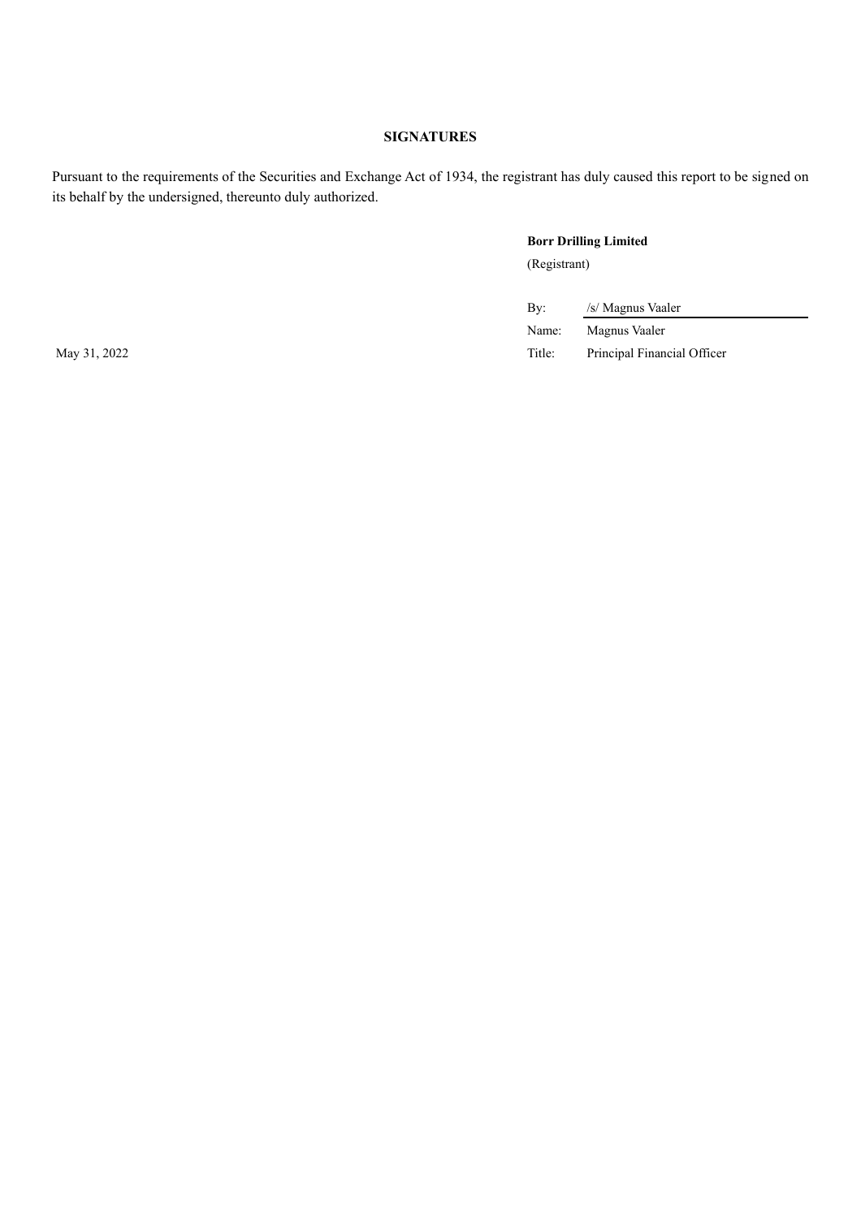**SIGNATURES**

Pursuant to the requirements of the Securities and Exchange Act of 1934, the registrant has duly caused this report to be signed on its behalf by the undersigned, thereunto duly authorized.

**Borr Drilling Limited**
(Registrant)

| | | |
|---|---|---|
| | By: | /s/ Magnus Vaaler |
| | Name: | Magnus Vaaler |
| May 31, 2022 | Title: | Principal Financial Officer |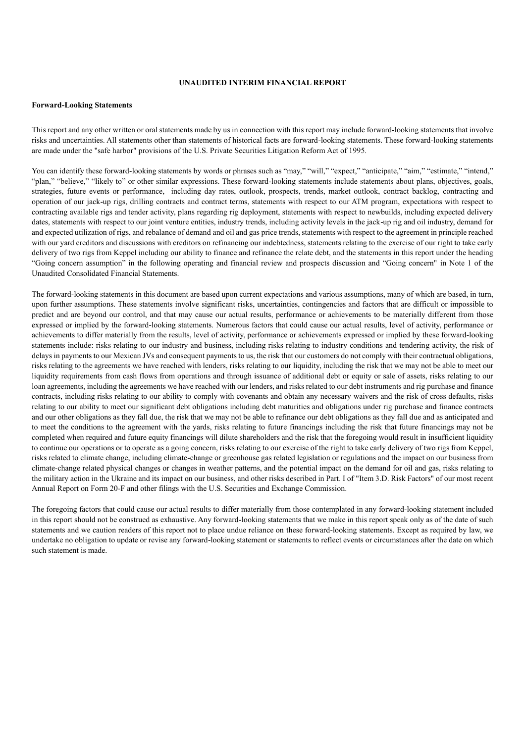**UNAUDITED INTERIM FINANCIAL REPORT**

**Forward-Looking Statements**

This report and any other written or oral statements made by us in connection with this report may include forward-looking statements that involve risks and uncertainties. All statements other than statements of historical facts are forward-looking statements. These forward-looking statements are made under the "safe harbor" provisions of the U.S. Private Securities Litigation Reform Act of 1995.

You can identify these forward-looking statements by words or phrases such as "may," "will," "expect," "anticipate," "aim," "estimate," "intend," "plan," "believe," "likely to" or other similar expressions. These forward-looking statements include statements about plans, objectives, goals, strategies, future events or performance, including day rates, outlook, prospects, trends, market outlook, contract backlog, contracting and operation of our jack-up rigs, drilling contracts and contract terms, statements with respect to our ATM program, expectations with respect to contracting available rigs and tender activity, plans regarding rig deployment, statements with respect to newbuilds, including expected delivery dates, statements with respect to our joint venture entities, industry trends, including activity levels in the jack-up rig and oil industry, demand for and expected utilization of rigs, and rebalance of demand and oil and gas price trends, statements with respect to the agreement in principle reached with our yard creditors and discussions with creditors on refinancing our indebtedness, statements relating to the exercise of our right to take early delivery of two rigs from Keppel including our ability to finance and refinance the relate debt, and the statements in this report under the heading "Going concern assumption" in the following operating and financial review and prospects discussion and "Going concern" in Note 1 of the Unaudited Consolidated Financial Statements.

The forward-looking statements in this document are based upon current expectations and various assumptions, many of which are based, in turn, upon further assumptions. These statements involve significant risks, uncertainties, contingencies and factors that are difficult or impossible to predict and are beyond our control, and that may cause our actual results, performance or achievements to be materially different from those expressed or implied by the forward-looking statements. Numerous factors that could cause our actual results, level of activity, performance or achievements to differ materially from the results, level of activity, performance or achievements expressed or implied by these forward-looking statements include: risks relating to our industry and business, including risks relating to industry conditions and tendering activity, the risk of delays in payments to our Mexican JVs and consequent payments to us, the risk that our customers do not comply with their contractual obligations, risks relating to the agreements we have reached with lenders, risks relating to our liquidity, including the risk that we may not be able to meet our liquidity requirements from cash flows from operations and through issuance of additional debt or equity or sale of assets, risks relating to our loan agreements, including the agreements we have reached with our lenders, and risks related to our debt instruments and rig purchase and finance contracts, including risks relating to our ability to comply with covenants and obtain any necessary waivers and the risk of cross defaults, risks relating to our ability to meet our significant debt obligations including debt maturities and obligations under rig purchase and finance contracts and our other obligations as they fall due, the risk that we may not be able to refinance our debt obligations as they fall due and as anticipated and to meet the conditions to the agreement with the yards, risks relating to future financings including the risk that future financings may not be completed when required and future equity financings will dilute shareholders and the risk that the foregoing would result in insufficient liquidity to continue our operations or to operate as a going concern, risks relating to our exercise of the right to take early delivery of two rigs from Keppel, risks related to climate change, including climate-change or greenhouse gas related legislation or regulations and the impact on our business from climate-change related physical changes or changes in weather patterns, and the potential impact on the demand for oil and gas, risks relating to the military action in the Ukraine and its impact on our business, and other risks described in Part. I of "Item 3.D. Risk Factors" of our most recent Annual Report on Form 20-F and other filings with the U.S. Securities and Exchange Commission.

The foregoing factors that could cause our actual results to differ materially from those contemplated in any forward-looking statement included in this report should not be construed as exhaustive. Any forward-looking statements that we make in this report speak only as of the date of such statements and we caution readers of this report not to place undue reliance on these forward-looking statements. Except as required by law, we undertake no obligation to update or revise any forward-looking statement or statements to reflect events or circumstances after the date on which such statement is made.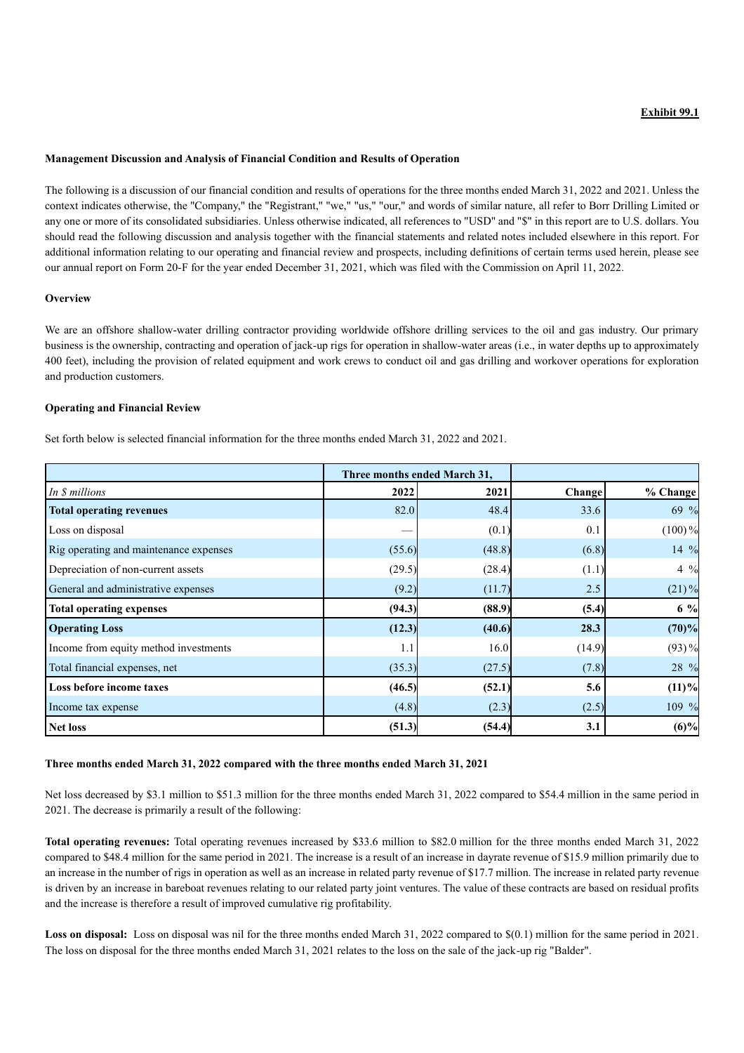**Exhibit 99.1**

**Management Discussion and Analysis of Financial Condition and Results of Operation**

The following is a discussion of our financial condition and results of operations for the three months ended March 31, 2022 and 2021. Unless the context indicates otherwise, the "Company," the "Registrant," "we," "us," "our," and words of similar nature, all refer to Borr Drilling Limited or any one or more of its consolidated subsidiaries. Unless otherwise indicated, all references to "USD" and "$" in this report are to U.S. dollars. You should read the following discussion and analysis together with the financial statements and related notes included elsewhere in this report. For additional information relating to our operating and financial review and prospects, including definitions of certain terms used herein, please see our annual report on Form 20-F for the year ended December 31, 2021, which was filed with the Commission on April 11, 2022.

**Overview**

We are an offshore shallow-water drilling contractor providing worldwide offshore drilling services to the oil and gas industry. Our primary business is the ownership, contracting and operation of jack-up rigs for operation in shallow-water areas (i.e., in water depths up to approximately 400 feet), including the provision of related equipment and work crews to conduct oil and gas drilling and workover operations for exploration and production customers.

**Operating and Financial Review**

Set forth below is selected financial information for the three months ended March 31, 2022 and 2021.

| | Three months ended March 31, | | | |
|---|---|---|---|---|
| *In $ millions* | **2022** | **2021** | **Change** | **% Change** |
| **Total operating revenues** | 82.0 | 48.4 | 33.6 | 69 % |
| Loss on disposal | — | (0.1) | 0.1 | (100) % |
| Rig operating and maintenance expenses | (55.6) | (48.8) | (6.8) | 14 % |
| Depreciation of non-current assets | (29.5) | (28.4) | (1.1) | 4 % |
| General and administrative expenses | (9.2) | (11.7) | 2.5 | (21) % |
| **Total operating expenses** | **(94.3)** | **(88.9)** | **(5.4)** | **6 %** |
| **Operating Loss** | **(12.3)** | **(40.6)** | **28.3** | **(70)%** |
| Income from equity method investments | 1.1 | 16.0 | (14.9) | (93) % |
| Total financial expenses, net | (35.3) | (27.5) | (7.8) | 28 % |
| **Loss before income taxes** | **(46.5)** | **(52.1)** | **5.6** | **(11)%** |
| Income tax expense | (4.8) | (2.3) | (2.5) | 109 % |
| **Net loss** | **(51.3)** | **(54.4)** | **3.1** | **(6)%** |

**Three months ended March 31, 2022 compared with the three months ended March 31, 2021**

Net loss decreased by $3.1 million to $51.3 million for the three months ended March 31, 2022 compared to $54.4 million in the same period in 2021. The decrease is primarily a result of the following:

**Total operating revenues:** Total operating revenues increased by $33.6 million to $82.0 million for the three months ended March 31, 2022 compared to $48.4 million for the same period in 2021. The increase is a result of an increase in dayrate revenue of $15.9 million primarily due to an increase in the number of rigs in operation as well as an increase in related party revenue of $17.7 million. The increase in related party revenue is driven by an increase in bareboat revenues relating to our related party joint ventures. The value of these contracts are based on residual profits and the increase is therefore a result of improved cumulative rig profitability.

**Loss on disposal:** Loss on disposal was nil for the three months ended March 31, 2022 compared to $(0.1) million for the same period in 2021. The loss on disposal for the three months ended March 31, 2021 relates to the loss on the sale of the jack-up rig "Balder".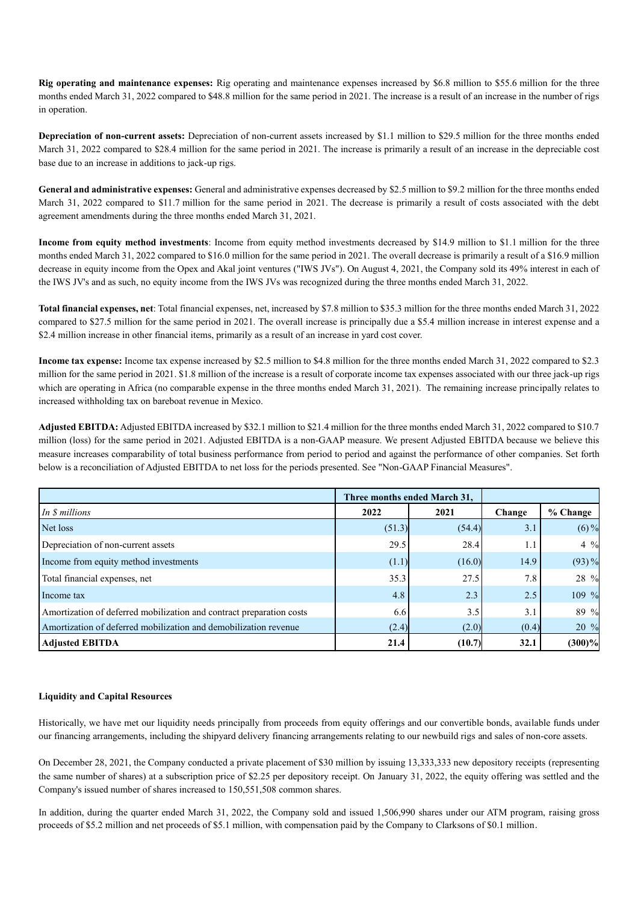**Rig operating and maintenance expenses:** Rig operating and maintenance expenses increased by $6.8 million to $55.6 million for the three months ended March 31, 2022 compared to $48.8 million for the same period in 2021. The increase is a result of an increase in the number of rigs in operation.

**Depreciation of non-current assets:** Depreciation of non-current assets increased by $1.1 million to $29.5 million for the three months ended March 31, 2022 compared to $28.4 million for the same period in 2021. The increase is primarily a result of an increase in the depreciable cost base due to an increase in additions to jack-up rigs.

**General and administrative expenses:** General and administrative expenses decreased by $2.5 million to $9.2 million for the three months ended March 31, 2022 compared to $11.7 million for the same period in 2021. The decrease is primarily a result of costs associated with the debt agreement amendments during the three months ended March 31, 2021.

**Income from equity method investments**: Income from equity method investments decreased by $14.9 million to $1.1 million for the three months ended March 31, 2022 compared to $16.0 million for the same period in 2021. The overall decrease is primarily a result of a $16.9 million decrease in equity income from the Opex and Akal joint ventures ("IWS JVs"). On August 4, 2021, the Company sold its 49% interest in each of the IWS JV's and as such, no equity income from the IWS JVs was recognized during the three months ended March 31, 2022.

**Total financial expenses, net**: Total financial expenses, net, increased by $7.8 million to $35.3 million for the three months ended March 31, 2022 compared to $27.5 million for the same period in 2021. The overall increase is principally due a $5.4 million increase in interest expense and a $2.4 million increase in other financial items, primarily as a result of an increase in yard cost cover.

**Income tax expense:** Income tax expense increased by $2.5 million to $4.8 million for the three months ended March 31, 2022 compared to $2.3 million for the same period in 2021. $1.8 million of the increase is a result of corporate income tax expenses associated with our three jack-up rigs which are operating in Africa (no comparable expense in the three months ended March 31, 2021). The remaining increase principally relates to increased withholding tax on bareboat revenue in Mexico.

**Adjusted EBITDA:** Adjusted EBITDA increased by $32.1 million to $21.4 million for the three months ended March 31, 2022 compared to $10.7 million (loss) for the same period in 2021. Adjusted EBITDA is a non-GAAP measure. We present Adjusted EBITDA because we believe this measure increases comparability of total business performance from period to period and against the performance of other companies. Set forth below is a reconciliation of Adjusted EBITDA to net loss for the periods presented. See "Non-GAAP Financial Measures".

| | Three months ended March 31, | | | |
|---|---|---|---|---|
| *In $ millions* | 2022 | 2021 | Change | % Change |
| Net loss | (51.3) | (54.4) | 3.1 | (6) % |
| Depreciation of non-current assets | 29.5 | 28.4 | 1.1 | 4 % |
| Income from equity method investments | (1.1) | (16.0) | 14.9 | (93) % |
| Total financial expenses, net | 35.3 | 27.5 | 7.8 | 28 % |
| Income tax | 4.8 | 2.3 | 2.5 | 109 % |
| Amortization of deferred mobilization and contract preparation costs | 6.6 | 3.5 | 3.1 | 89 % |
| Amortization of deferred mobilization and demobilization revenue | (2.4) | (2.0) | (0.4) | 20 % |
| **Adjusted EBITDA** | **21.4** | **(10.7)** | **32.1** | **(300)%** |

**Liquidity and Capital Resources**

Historically, we have met our liquidity needs principally from proceeds from equity offerings and our convertible bonds, available funds under our financing arrangements, including the shipyard delivery financing arrangements relating to our newbuild rigs and sales of non-core assets.

On December 28, 2021, the Company conducted a private placement of $30 million by issuing 13,333,333 new depository receipts (representing the same number of shares) at a subscription price of $2.25 per depository receipt. On January 31, 2022, the equity offering was settled and the Company's issued number of shares increased to 150,551,508 common shares.

In addition, during the quarter ended March 31, 2022, the Company sold and issued 1,506,990 shares under our ATM program, raising gross proceeds of $5.2 million and net proceeds of $5.1 million, with compensation paid by the Company to Clarksons of $0.1 million.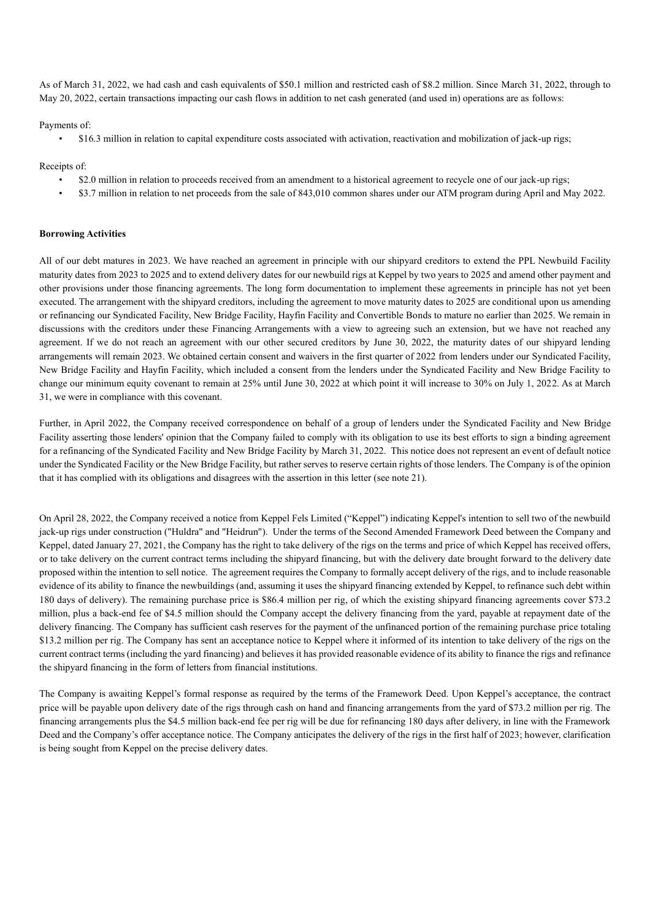As of March 31, 2022, we had cash and cash equivalents of $50.1 million and restricted cash of $8.2 million. Since March 31, 2022, through to May 20, 2022, certain transactions impacting our cash flows in addition to net cash generated (and used in) operations are as follows:

Payments of:

- $16.3 million in relation to capital expenditure costs associated with activation, reactivation and mobilization of jack-up rigs;

Receipts of:

- $2.0 million in relation to proceeds received from an amendment to a historical agreement to recycle one of our jack-up rigs;
- $3.7 million in relation to net proceeds from the sale of 843,010 common shares under our ATM program during April and May 2022.

**Borrowing Activities**

All of our debt matures in 2023. We have reached an agreement in principle with our shipyard creditors to extend the PPL Newbuild Facility maturity dates from 2023 to 2025 and to extend delivery dates for our newbuild rigs at Keppel by two years to 2025 and amend other payment and other provisions under those financing agreements. The long form documentation to implement these agreements in principle has not yet been executed. The arrangement with the shipyard creditors, including the agreement to move maturity dates to 2025 are conditional upon us amending or refinancing our Syndicated Facility, New Bridge Facility, Hayfin Facility and Convertible Bonds to mature no earlier than 2025. We remain in discussions with the creditors under these Financing Arrangements with a view to agreeing such an extension, but we have not reached any agreement. If we do not reach an agreement with our other secured creditors by June 30, 2022, the maturity dates of our shipyard lending arrangements will remain 2023. We obtained certain consent and waivers in the first quarter of 2022 from lenders under our Syndicated Facility, New Bridge Facility and Hayfin Facility, which included a consent from the lenders under the Syndicated Facility and New Bridge Facility to change our minimum equity covenant to remain at 25% until June 30, 2022 at which point it will increase to 30% on July 1, 2022. As at March 31, we were in compliance with this covenant.

Further, in April 2022, the Company received correspondence on behalf of a group of lenders under the Syndicated Facility and New Bridge Facility asserting those lenders' opinion that the Company failed to comply with its obligation to use its best efforts to sign a binding agreement for a refinancing of the Syndicated Facility and New Bridge Facility by March 31, 2022. This notice does not represent an event of default notice under the Syndicated Facility or the New Bridge Facility, but rather serves to reserve certain rights of those lenders. The Company is of the opinion that it has complied with its obligations and disagrees with the assertion in this letter (see note 21).

On April 28, 2022, the Company received a notice from Keppel Fels Limited ("Keppel") indicating Keppel's intention to sell two of the newbuild jack-up rigs under construction ("Huldra" and "Heidrun"). Under the terms of the Second Amended Framework Deed between the Company and Keppel, dated January 27, 2021, the Company has the right to take delivery of the rigs on the terms and price of which Keppel has received offers, or to take delivery on the current contract terms including the shipyard financing, but with the delivery date brought forward to the delivery date proposed within the intention to sell notice. The agreement requires the Company to formally accept delivery of the rigs, and to include reasonable evidence of its ability to finance the newbuildings (and, assuming it uses the shipyard financing extended by Keppel, to refinance such debt within 180 days of delivery). The remaining purchase price is $86.4 million per rig, of which the existing shipyard financing agreements cover $73.2 million, plus a back-end fee of $4.5 million should the Company accept the delivery financing from the yard, payable at repayment date of the delivery financing. The Company has sufficient cash reserves for the payment of the unfinanced portion of the remaining purchase price totaling $13.2 million per rig. The Company has sent an acceptance notice to Keppel where it informed of its intention to take delivery of the rigs on the current contract terms (including the yard financing) and believes it has provided reasonable evidence of its ability to finance the rigs and refinance the shipyard financing in the form of letters from financial institutions.

The Company is awaiting Keppel's formal response as required by the terms of the Framework Deed. Upon Keppel's acceptance, the contract price will be payable upon delivery date of the rigs through cash on hand and financing arrangements from the yard of $73.2 million per rig. The financing arrangements plus the $4.5 million back-end fee per rig will be due for refinancing 180 days after delivery, in line with the Framework Deed and the Company's offer acceptance notice. The Company anticipates the delivery of the rigs in the first half of 2023; however, clarification is being sought from Keppel on the precise delivery dates.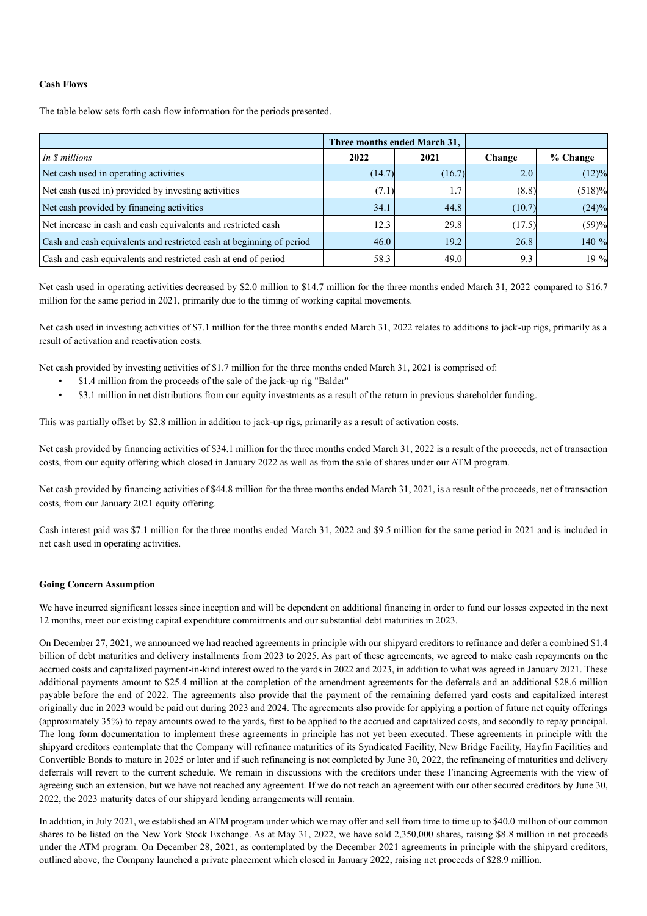**Cash Flows**

The table below sets forth cash flow information for the periods presented.

| | Three months ended March 31, | | | |
|---|---|---|---|---|
| *In $ millions* | 2022 | 2021 | Change | % Change |
| Net cash used in operating activities | (14.7) | (16.7) | 2.0 | (12)% |
| Net cash (used in) provided by investing activities | (7.1) | 1.7 | (8.8) | (518)% |
| Net cash provided by financing activities | 34.1 | 44.8 | (10.7) | (24)% |
| Net increase in cash and cash equivalents and restricted cash | 12.3 | 29.8 | (17.5) | (59)% |
| Cash and cash equivalents and restricted cash at beginning of period | 46.0 | 19.2 | 26.8 | 140 % |
| Cash and cash equivalents and restricted cash at end of period | 58.3 | 49.0 | 9.3 | 19 % |

Net cash used in operating activities decreased by $2.0 million to $14.7 million for the three months ended March 31, 2022 compared to $16.7 million for the same period in 2021, primarily due to the timing of working capital movements.

Net cash used in investing activities of $7.1 million for the three months ended March 31, 2022 relates to additions to jack-up rigs, primarily as a result of activation and reactivation costs.

Net cash provided by investing activities of $1.7 million for the three months ended March 31, 2021 is comprised of:

- $1.4 million from the proceeds of the sale of the jack-up rig "Balder"
- $3.1 million in net distributions from our equity investments as a result of the return in previous shareholder funding.

This was partially offset by $2.8 million in addition to jack-up rigs, primarily as a result of activation costs.

Net cash provided by financing activities of $34.1 million for the three months ended March 31, 2022 is a result of the proceeds, net of transaction costs, from our equity offering which closed in January 2022 as well as from the sale of shares under our ATM program.

Net cash provided by financing activities of $44.8 million for the three months ended March 31, 2021, is a result of the proceeds, net of transaction costs, from our January 2021 equity offering.

Cash interest paid was $7.1 million for the three months ended March 31, 2022 and $9.5 million for the same period in 2021 and is included in net cash used in operating activities.

**Going Concern Assumption**

We have incurred significant losses since inception and will be dependent on additional financing in order to fund our losses expected in the next 12 months, meet our existing capital expenditure commitments and our substantial debt maturities in 2023.

On December 27, 2021, we announced we had reached agreements in principle with our shipyard creditors to refinance and defer a combined $1.4 billion of debt maturities and delivery installments from 2023 to 2025. As part of these agreements, we agreed to make cash repayments on the accrued costs and capitalized payment-in-kind interest owed to the yards in 2022 and 2023, in addition to what was agreed in January 2021. These additional payments amount to $25.4 million at the completion of the amendment agreements for the deferrals and an additional $28.6 million payable before the end of 2022. The agreements also provide that the payment of the remaining deferred yard costs and capitalized interest originally due in 2023 would be paid out during 2023 and 2024. The agreements also provide for applying a portion of future net equity offerings (approximately 35%) to repay amounts owed to the yards, first to be applied to the accrued and capitalized costs, and secondly to repay principal. The long form documentation to implement these agreements in principle has not yet been executed. These agreements in principle with the shipyard creditors contemplate that the Company will refinance maturities of its Syndicated Facility, New Bridge Facility, Hayfin Facilities and Convertible Bonds to mature in 2025 or later and if such refinancing is not completed by June 30, 2022, the refinancing of maturities and delivery deferrals will revert to the current schedule. We remain in discussions with the creditors under these Financing Agreements with the view of agreeing such an extension, but we have not reached any agreement. If we do not reach an agreement with our other secured creditors by June 30, 2022, the 2023 maturity dates of our shipyard lending arrangements will remain.

In addition, in July 2021, we established an ATM program under which we may offer and sell from time to time up to $40.0 million of our common shares to be listed on the New York Stock Exchange. As at May 31, 2022, we have sold 2,350,000 shares, raising $8.8 million in net proceeds under the ATM program. On December 28, 2021, as contemplated by the December 2021 agreements in principle with the shipyard creditors, outlined above, the Company launched a private placement which closed in January 2022, raising net proceeds of $28.9 million.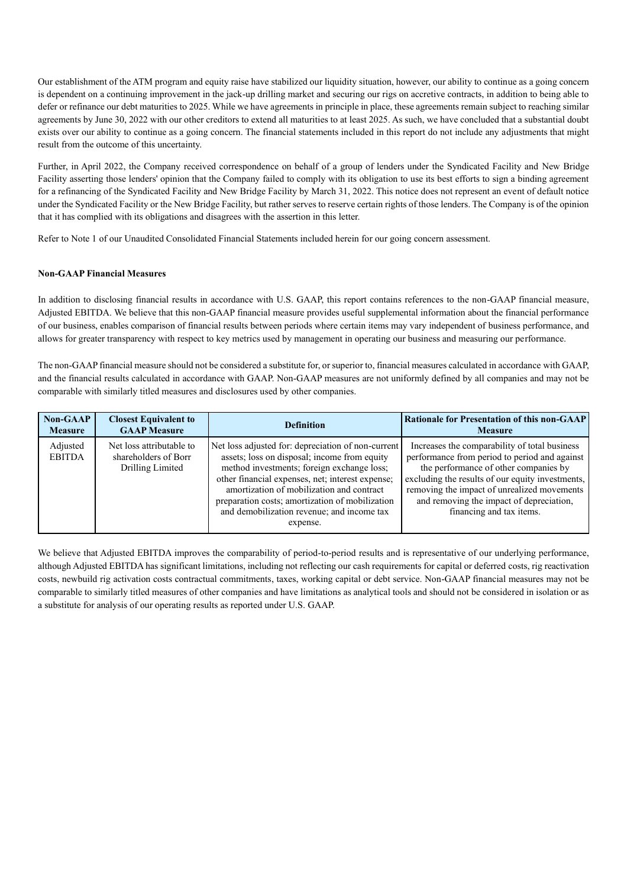Our establishment of the ATM program and equity raise have stabilized our liquidity situation, however, our ability to continue as a going concern is dependent on a continuing improvement in the jack-up drilling market and securing our rigs on accretive contracts, in addition to being able to defer or refinance our debt maturities to 2025. While we have agreements in principle in place, these agreements remain subject to reaching similar agreements by June 30, 2022 with our other creditors to extend all maturities to at least 2025. As such, we have concluded that a substantial doubt exists over our ability to continue as a going concern. The financial statements included in this report do not include any adjustments that might result from the outcome of this uncertainty.

Further, in April 2022, the Company received correspondence on behalf of a group of lenders under the Syndicated Facility and New Bridge Facility asserting those lenders' opinion that the Company failed to comply with its obligation to use its best efforts to sign a binding agreement for a refinancing of the Syndicated Facility and New Bridge Facility by March 31, 2022. This notice does not represent an event of default notice under the Syndicated Facility or the New Bridge Facility, but rather serves to reserve certain rights of those lenders. The Company is of the opinion that it has complied with its obligations and disagrees with the assertion in this letter.

Refer to Note 1 of our Unaudited Consolidated Financial Statements included herein for our going concern assessment.

**Non-GAAP Financial Measures**

In addition to disclosing financial results in accordance with U.S. GAAP, this report contains references to the non-GAAP financial measure, Adjusted EBITDA. We believe that this non-GAAP financial measure provides useful supplemental information about the financial performance of our business, enables comparison of financial results between periods where certain items may vary independent of business performance, and allows for greater transparency with respect to key metrics used by management in operating our business and measuring our performance.

The non-GAAP financial measure should not be considered a substitute for, or superior to, financial measures calculated in accordance with GAAP, and the financial results calculated in accordance with GAAP. Non-GAAP measures are not uniformly defined by all companies and may not be comparable with similarly titled measures and disclosures used by other companies.

| Non-GAAP Measure | Closest Equivalent to GAAP Measure | Definition | Rationale for Presentation of this non-GAAP Measure |
|---|---|---|---|
| Adjusted EBITDA | Net loss attributable to shareholders of Borr Drilling Limited | Net loss adjusted for: depreciation of non-current assets; loss on disposal; income from equity method investments; foreign exchange loss; other financial expenses, net; interest expense; amortization of mobilization and contract preparation costs; amortization of mobilization and demobilization revenue; and income tax expense. | Increases the comparability of total business performance from period to period and against the performance of other companies by excluding the results of our equity investments, removing the impact of unrealized movements and removing the impact of depreciation, financing and tax items. |

We believe that Adjusted EBITDA improves the comparability of period-to-period results and is representative of our underlying performance, although Adjusted EBITDA has significant limitations, including not reflecting our cash requirements for capital or deferred costs, rig reactivation costs, newbuild rig activation costs contractual commitments, taxes, working capital or debt service. Non-GAAP financial measures may not be comparable to similarly titled measures of other companies and have limitations as analytical tools and should not be considered in isolation or as a substitute for analysis of our operating results as reported under U.S. GAAP.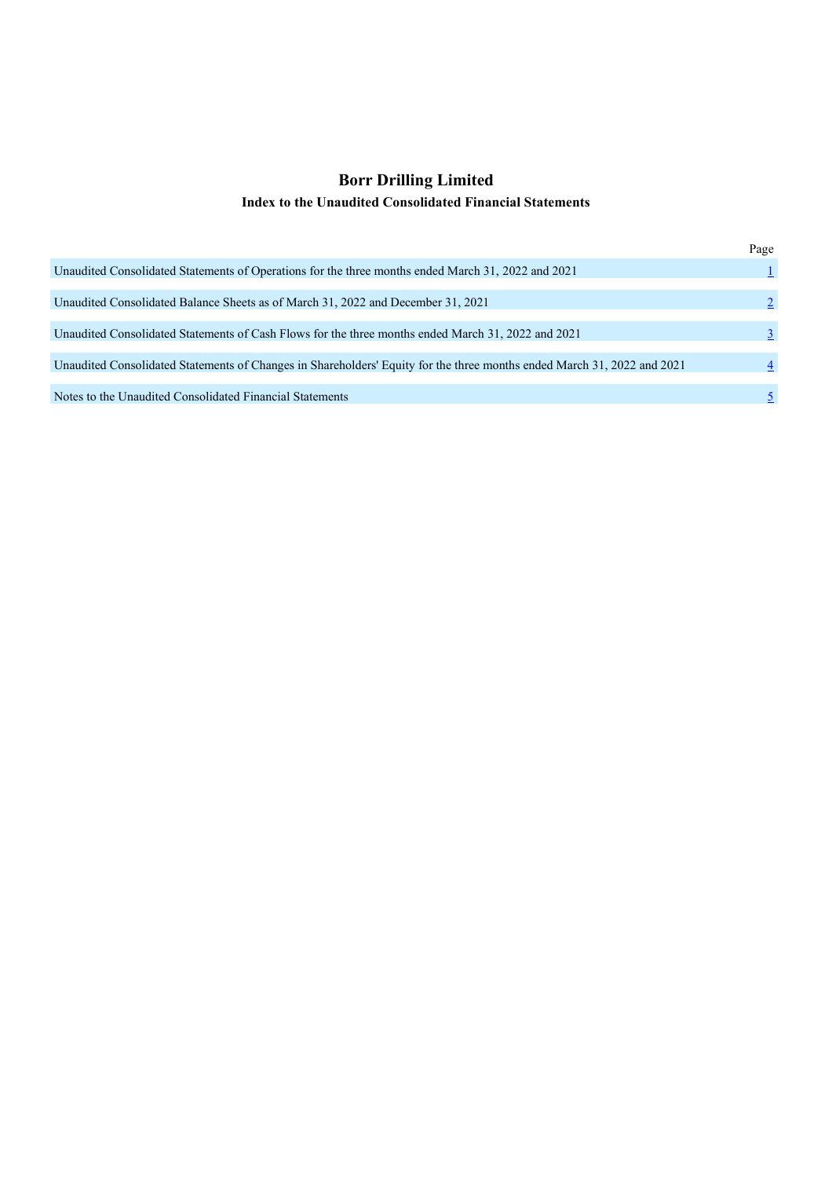# Borr Drilling Limited

## Index to the Unaudited Consolidated Financial Statements

| | Page |
|---|---|
| Unaudited Consolidated Statements of Operations for the three months ended March 31, 2022 and 2021 | 1 |
| Unaudited Consolidated Balance Sheets as of March 31, 2022 and December 31, 2021 | 2 |
| Unaudited Consolidated Statements of Cash Flows for the three months ended March 31, 2022 and 2021 | 3 |
| Unaudited Consolidated Statements of Changes in Shareholders' Equity for the three months ended March 31, 2022 and 2021 | 4 |
| Notes to the Unaudited Consolidated Financial Statements | 5 |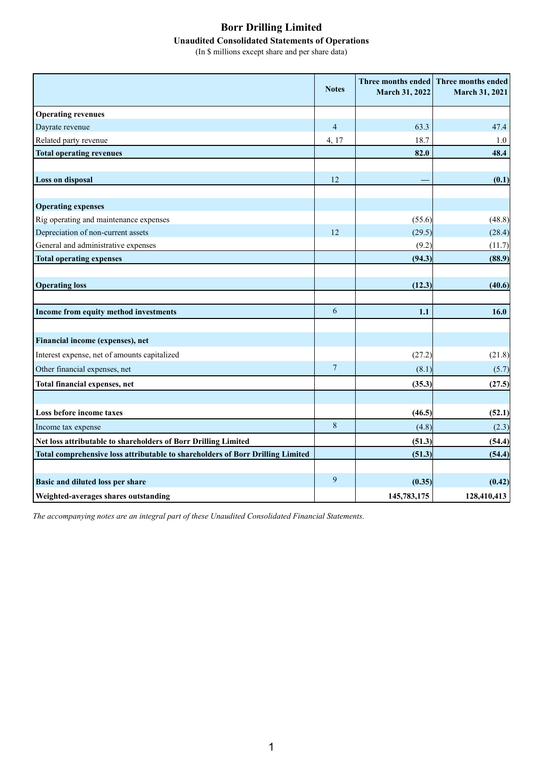# Borr Drilling Limited

## Unaudited Consolidated Statements of Operations

(In $ millions except share and per share data)

| | Notes | Three months ended March 31, 2022 | Three months ended March 31, 2021 |
|---|---|---|---|
| **Operating revenues** | | | |
| Dayrate revenue | 4 | 63.3 | 47.4 |
| Related party revenue | 4, 17 | 18.7 | 1.0 |
| **Total operating revenues** | | **82.0** | **48.4** |
| | | | |
| **Loss on disposal** | 12 | **—** | **(0.1)** |
| | | | |
| **Operating expenses** | | | |
| Rig operating and maintenance expenses | | (55.6) | (48.8) |
| Depreciation of non-current assets | 12 | (29.5) | (28.4) |
| General and administrative expenses | | (9.2) | (11.7) |
| **Total operating expenses** | | **(94.3)** | **(88.9)** |
| | | | |
| **Operating loss** | | **(12.3)** | **(40.6)** |
| | | | |
| **Income from equity method investments** | 6 | **1.1** | **16.0** |
| | | | |
| **Financial income (expenses), net** | | | |
| Interest expense, net of amounts capitalized | | (27.2) | (21.8) |
| Other financial expenses, net | 7 | (8.1) | (5.7) |
| **Total financial expenses, net** | | **(35.3)** | **(27.5)** |
| | | | |
| **Loss before income taxes** | | **(46.5)** | **(52.1)** |
| Income tax expense | 8 | (4.8) | (2.3) |
| **Net loss attributable to shareholders of Borr Drilling Limited** | | **(51.3)** | **(54.4)** |
| **Total comprehensive loss attributable to shareholders of Borr Drilling Limited** | | **(51.3)** | **(54.4)** |
| | | | |
| **Basic and diluted loss per share** | 9 | **(0.35)** | **(0.42)** |
| **Weighted-averages shares outstanding** | | **145,783,175** | **128,410,413** |

*The accompanying notes are an integral part of these Unaudited Consolidated Financial Statements.*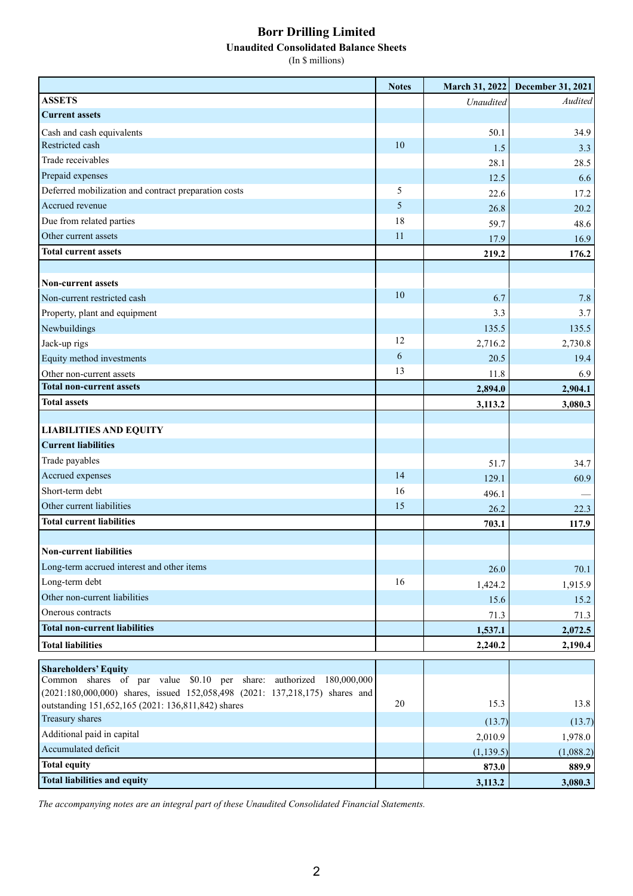# Borr Drilling Limited

## Unaudited Consolidated Balance Sheets

(In $ millions)

| | Notes | March 31, 2022 | December 31, 2021 |
|---|---|---|---|
| **ASSETS** | | *Unaudited* | *Audited* |
| **Current assets** | | | |
| Cash and cash equivalents | | 50.1 | 34.9 |
| Restricted cash | 10 | 1.5 | 3.3 |
| Trade receivables | | 28.1 | 28.5 |
| Prepaid expenses | | 12.5 | 6.6 |
| Deferred mobilization and contract preparation costs | 5 | 22.6 | 17.2 |
| Accrued revenue | 5 | 26.8 | 20.2 |
| Due from related parties | 18 | 59.7 | 48.6 |
| Other current assets | 11 | 17.9 | 16.9 |
| **Total current assets** | | **219.2** | **176.2** |
| | | | |
| **Non-current assets** | | | |
| Non-current restricted cash | 10 | 6.7 | 7.8 |
| Property, plant and equipment | | 3.3 | 3.7 |
| Newbuildings | | 135.5 | 135.5 |
| Jack-up rigs | 12 | 2,716.2 | 2,730.8 |
| Equity method investments | 6 | 20.5 | 19.4 |
| Other non-current assets | 13 | 11.8 | 6.9 |
| **Total non-current assets** | | **2,894.0** | **2,904.1** |
| **Total assets** | | **3,113.2** | **3,080.3** |
| | | | |
| **LIABILITIES AND EQUITY** | | | |
| **Current liabilities** | | | |
| Trade payables | | 51.7 | 34.7 |
| Accrued expenses | 14 | 129.1 | 60.9 |
| Short-term debt | 16 | 496.1 | — |
| Other current liabilities | 15 | 26.2 | 22.3 |
| **Total current liabilities** | | **703.1** | **117.9** |
| | | | |
| **Non-current liabilities** | | | |
| Long-term accrued interest and other items | | 26.0 | 70.1 |
| Long-term debt | 16 | 1,424.2 | 1,915.9 |
| Other non-current liabilities | | 15.6 | 15.2 |
| Onerous contracts | | 71.3 | 71.3 |
| **Total non-current liabilities** | | **1,537.1** | **2,072.5** |
| **Total liabilities** | | **2,240.2** | **2,190.4** |
| | | | |
| **Shareholders' Equity** | | | |
| Common shares of par value $0.10 per share: authorized 180,000,000 (2021:180,000,000) shares, issued 152,058,498 (2021: 137,218,175) shares and outstanding 151,652,165 (2021: 136,811,842) shares | 20 | 15.3 | 13.8 |
| Treasury shares | | (13.7) | (13.7) |
| Additional paid in capital | | 2,010.9 | 1,978.0 |
| Accumulated deficit | | (1,139.5) | (1,088.2) |
| **Total equity** | | **873.0** | **889.9** |
| **Total liabilities and equity** | | **3,113.2** | **3,080.3** |

*The accompanying notes are an integral part of these Unaudited Consolidated Financial Statements.*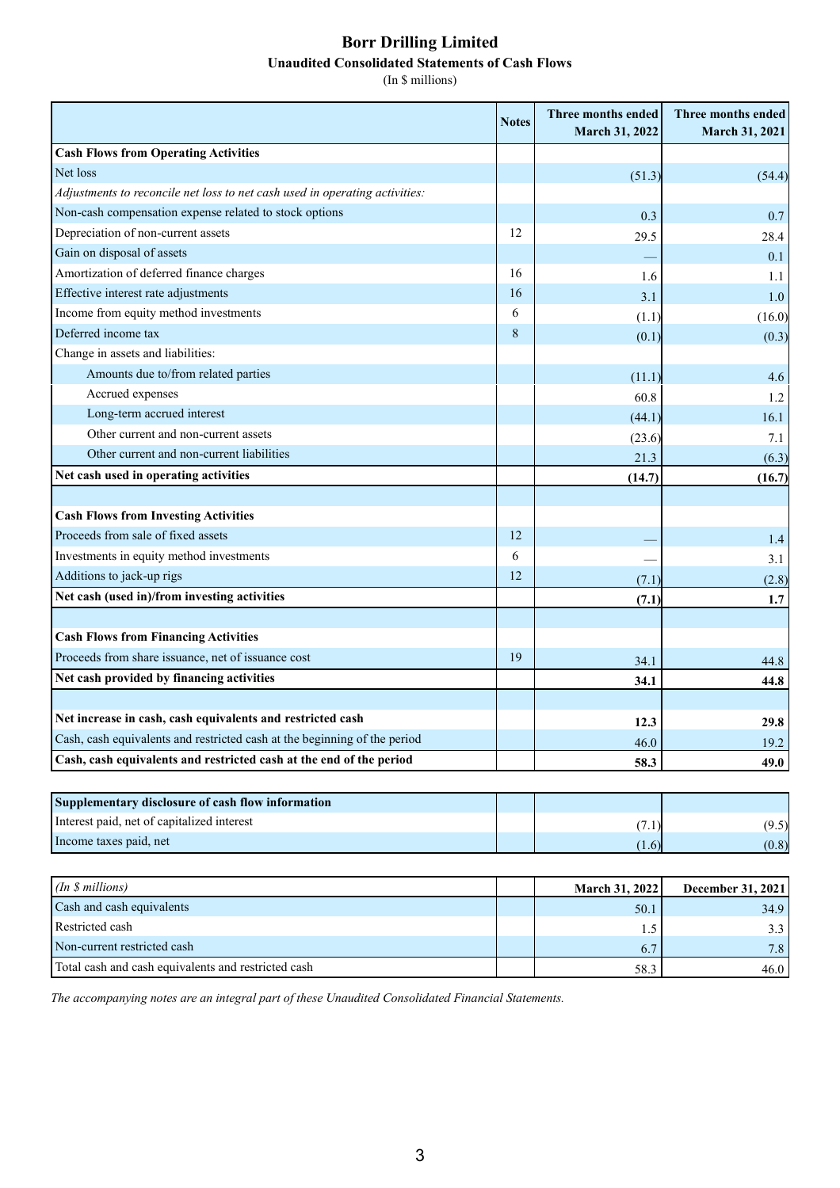# Borr Drilling Limited

## Unaudited Consolidated Statements of Cash Flows

(In $ millions)

| | Notes | Three months ended March 31, 2022 | Three months ended March 31, 2021 |
|---|---|---|---|
| **Cash Flows from Operating Activities** | | | |
| Net loss | | (51.3) | (54.4) |
| *Adjustments to reconcile net loss to net cash used in operating activities:* | | | |
| Non-cash compensation expense related to stock options | | 0.3 | 0.7 |
| Depreciation of non-current assets | 12 | 29.5 | 28.4 |
| Gain on disposal of assets | | — | 0.1 |
| Amortization of deferred finance charges | 16 | 1.6 | 1.1 |
| Effective interest rate adjustments | 16 | 3.1 | 1.0 |
| Income from equity method investments | 6 | (1.1) | (16.0) |
| Deferred income tax | 8 | (0.1) | (0.3) |
| Change in assets and liabilities: | | | |
| Amounts due to/from related parties | | (11.1) | 4.6 |
| Accrued expenses | | 60.8 | 1.2 |
| Long-term accrued interest | | (44.1) | 16.1 |
| Other current and non-current assets | | (23.6) | 7.1 |
| Other current and non-current liabilities | | 21.3 | (6.3) |
| **Net cash used in operating activities** | | **(14.7)** | **(16.7)** |
| | | | |
| **Cash Flows from Investing Activities** | | | |
| Proceeds from sale of fixed assets | 12 | — | 1.4 |
| Investments in equity method investments | 6 | — | 3.1 |
| Additions to jack-up rigs | 12 | (7.1) | (2.8) |
| **Net cash (used in)/from investing activities** | | **(7.1)** | **1.7** |
| | | | |
| **Cash Flows from Financing Activities** | | | |
| Proceeds from share issuance, net of issuance cost | 19 | 34.1 | 44.8 |
| **Net cash provided by financing activities** | | **34.1** | **44.8** |
| | | | |
| **Net increase in cash, cash equivalents and restricted cash** | | **12.3** | **29.8** |
| Cash, cash equivalents and restricted cash at the beginning of the period | | 46.0 | 19.2 |
| **Cash, cash equivalents and restricted cash at the end of the period** | | **58.3** | **49.0** |

| **Supplementary disclosure of cash flow information** | | | |
|---|---|---|---|
| Interest paid, net of capitalized interest | | (7.1) | (9.5) |
| Income taxes paid, net | | (1.6) | (0.8) |

| *(In $ millions)* | | **March 31, 2022** | **December 31, 2021** |
|---|---|---|---|
| Cash and cash equivalents | | 50.1 | 34.9 |
| Restricted cash | | 1.5 | 3.3 |
| Non-current restricted cash | | 6.7 | 7.8 |
| Total cash and cash equivalents and restricted cash | | 58.3 | 46.0 |

*The accompanying notes are an integral part of these Unaudited Consolidated Financial Statements.*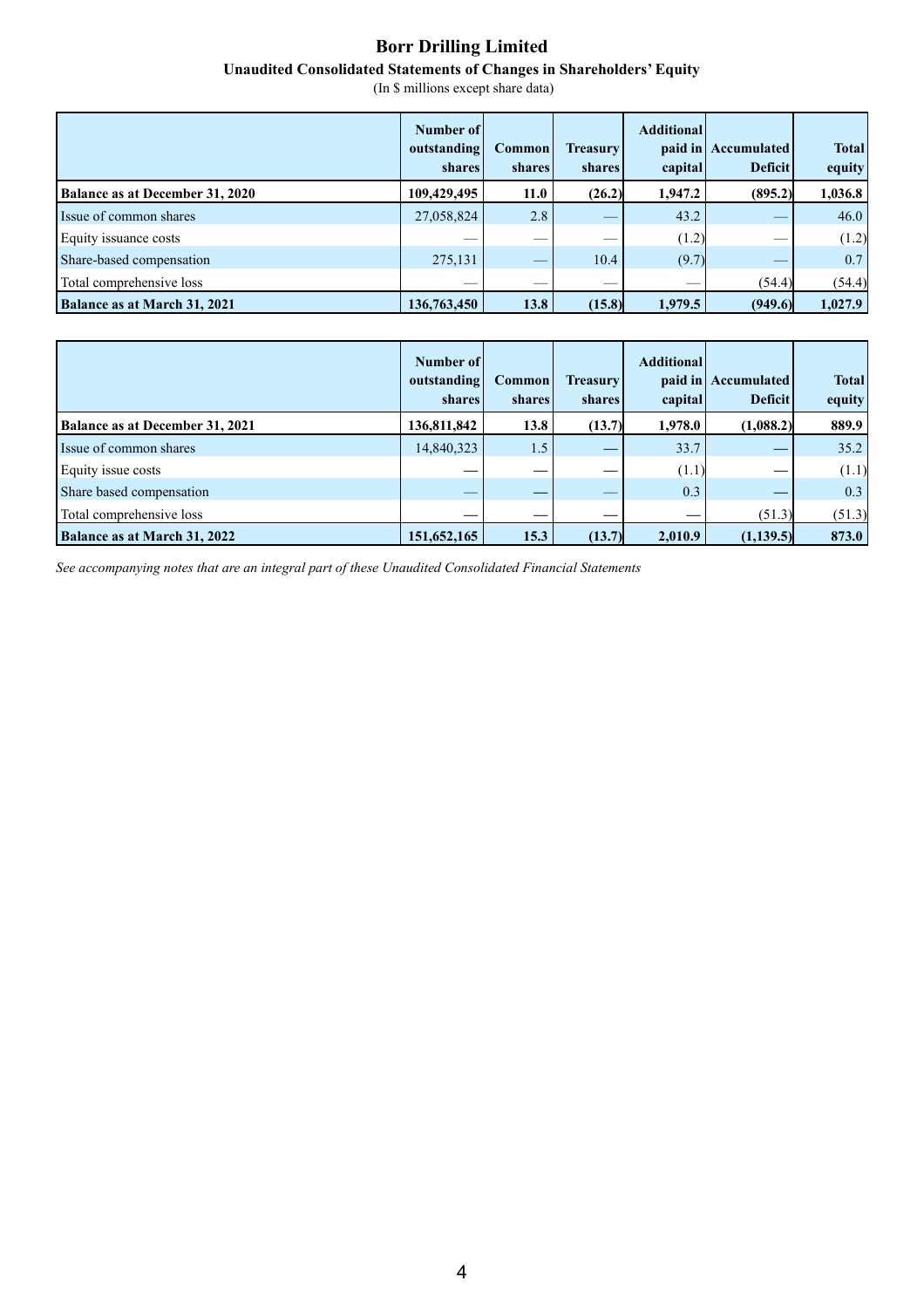# Borr Drilling Limited

## Unaudited Consolidated Statements of Changes in Shareholders' Equity

(In $ millions except share data)

| | Number of outstanding shares | Common shares | Treasury shares | Additional paid in capital | Accumulated Deficit | Total equity |
|---|---|---|---|---|---|---|
| **Balance as at December 31, 2020** | **109,429,495** | **11.0** | **(26.2)** | **1,947.2** | **(895.2)** | **1,036.8** |
| Issue of common shares | 27,058,824 | 2.8 | — | 43.2 | — | 46.0 |
| Equity issuance costs | — | — | — | (1.2) | — | (1.2) |
| Share-based compensation | 275,131 | — | 10.4 | (9.7) | — | 0.7 |
| Total comprehensive loss | — | — | — | — | (54.4) | (54.4) |
| **Balance as at March 31, 2021** | **136,763,450** | **13.8** | **(15.8)** | **1,979.5** | **(949.6)** | **1,027.9** |

| | Number of outstanding shares | Common shares | Treasury shares | Additional paid in capital | Accumulated Deficit | Total equity |
|---|---|---|---|---|---|---|
| **Balance as at December 31, 2021** | **136,811,842** | **13.8** | **(13.7)** | **1,978.0** | **(1,088.2)** | **889.9** |
| Issue of common shares | 14,840,323 | 1.5 | — | 33.7 | — | 35.2 |
| Equity issue costs | — | — | — | (1.1) | — | (1.1) |
| Share based compensation | — | — | — | 0.3 | — | 0.3 |
| Total comprehensive loss | — | — | — | — | (51.3) | (51.3) |
| **Balance as at March 31, 2022** | **151,652,165** | **15.3** | **(13.7)** | **2,010.9** | **(1,139.5)** | **873.0** |

*See accompanying notes that are an integral part of these Unaudited Consolidated Financial Statements*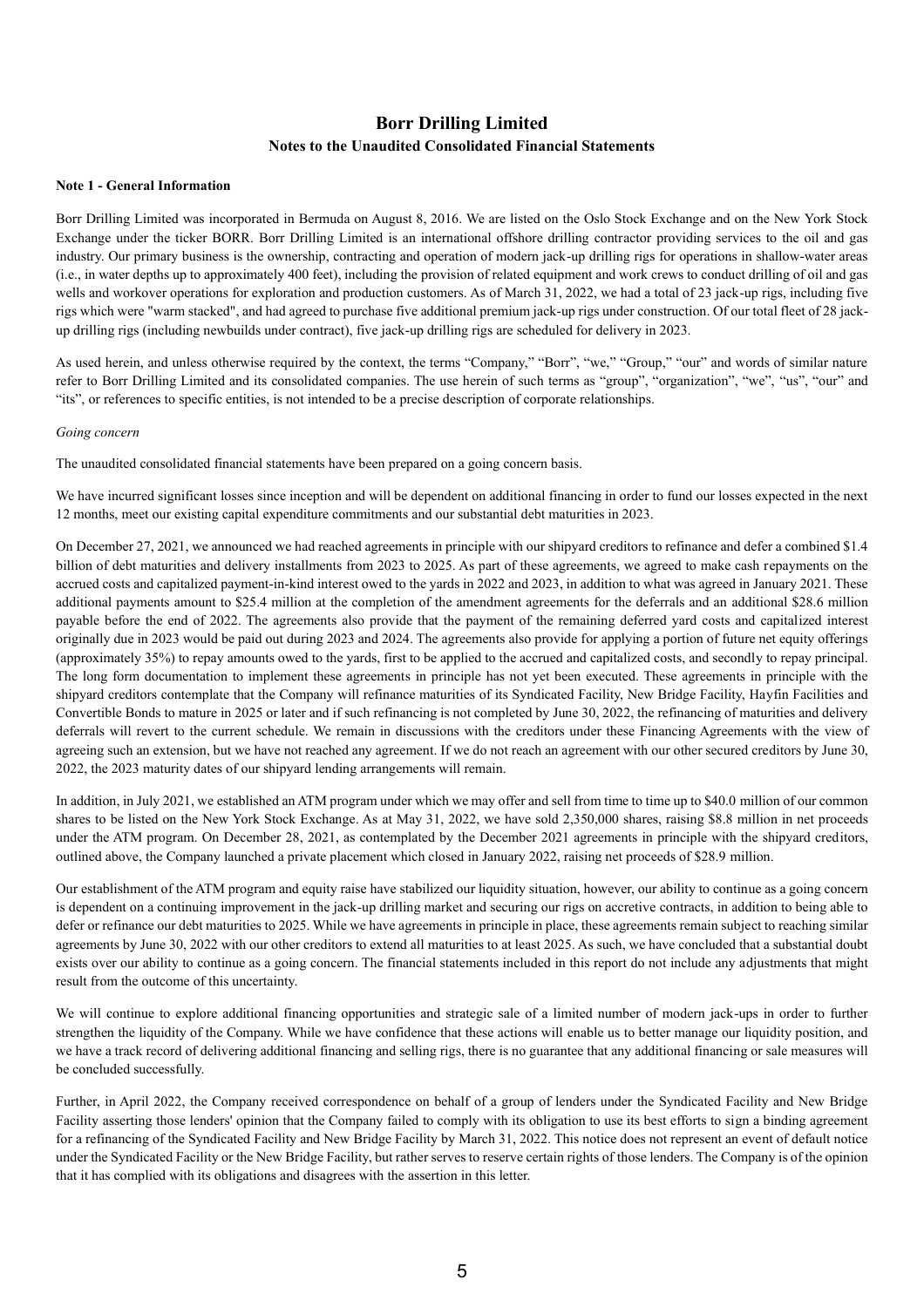# Borr Drilling Limited

## Notes to the Unaudited Consolidated Financial Statements

**Note 1 - General Information**

Borr Drilling Limited was incorporated in Bermuda on August 8, 2016. We are listed on the Oslo Stock Exchange and on the New York Stock Exchange under the ticker BORR. Borr Drilling Limited is an international offshore drilling contractor providing services to the oil and gas industry. Our primary business is the ownership, contracting and operation of modern jack-up drilling rigs for operations in shallow-water areas (i.e., in water depths up to approximately 400 feet), including the provision of related equipment and work crews to conduct drilling of oil and gas wells and workover operations for exploration and production customers. As of March 31, 2022, we had a total of 23 jack-up rigs, including five rigs which were "warm stacked", and had agreed to purchase five additional premium jack-up rigs under construction. Of our total fleet of 28 jack-up drilling rigs (including newbuilds under contract), five jack-up drilling rigs are scheduled for delivery in 2023.

As used herein, and unless otherwise required by the context, the terms "Company," "Borr", "we," "Group," "our" and words of similar nature refer to Borr Drilling Limited and its consolidated companies. The use herein of such terms as "group", "organization", "we", "us", "our" and "its", or references to specific entities, is not intended to be a precise description of corporate relationships.

*Going concern*

The unaudited consolidated financial statements have been prepared on a going concern basis.

We have incurred significant losses since inception and will be dependent on additional financing in order to fund our losses expected in the next 12 months, meet our existing capital expenditure commitments and our substantial debt maturities in 2023.

On December 27, 2021, we announced we had reached agreements in principle with our shipyard creditors to refinance and defer a combined $1.4 billion of debt maturities and delivery installments from 2023 to 2025. As part of these agreements, we agreed to make cash repayments on the accrued costs and capitalized payment-in-kind interest owed to the yards in 2022 and 2023, in addition to what was agreed in January 2021. These additional payments amount to $25.4 million at the completion of the amendment agreements for the deferrals and an additional $28.6 million payable before the end of 2022. The agreements also provide that the payment of the remaining deferred yard costs and capitalized interest originally due in 2023 would be paid out during 2023 and 2024. The agreements also provide for applying a portion of future net equity offerings (approximately 35%) to repay amounts owed to the yards, first to be applied to the accrued and capitalized costs, and secondly to repay principal. The long form documentation to implement these agreements in principle has not yet been executed. These agreements in principle with the shipyard creditors contemplate that the Company will refinance maturities of its Syndicated Facility, New Bridge Facility, Hayfin Facilities and Convertible Bonds to mature in 2025 or later and if such refinancing is not completed by June 30, 2022, the refinancing of maturities and delivery deferrals will revert to the current schedule. We remain in discussions with the creditors under these Financing Agreements with the view of agreeing such an extension, but we have not reached any agreement. If we do not reach an agreement with our other secured creditors by June 30, 2022, the 2023 maturity dates of our shipyard lending arrangements will remain.

In addition, in July 2021, we established an ATM program under which we may offer and sell from time to time up to $40.0 million of our common shares to be listed on the New York Stock Exchange. As at May 31, 2022, we have sold 2,350,000 shares, raising $8.8 million in net proceeds under the ATM program. On December 28, 2021, as contemplated by the December 2021 agreements in principle with the shipyard creditors, outlined above, the Company launched a private placement which closed in January 2022, raising net proceeds of $28.9 million.

Our establishment of the ATM program and equity raise have stabilized our liquidity situation, however, our ability to continue as a going concern is dependent on a continuing improvement in the jack-up drilling market and securing our rigs on accretive contracts, in addition to being able to defer or refinance our debt maturities to 2025. While we have agreements in principle in place, these agreements remain subject to reaching similar agreements by June 30, 2022 with our other creditors to extend all maturities to at least 2025. As such, we have concluded that a substantial doubt exists over our ability to continue as a going concern. The financial statements included in this report do not include any adjustments that might result from the outcome of this uncertainty.

We will continue to explore additional financing opportunities and strategic sale of a limited number of modern jack-ups in order to further strengthen the liquidity of the Company. While we have confidence that these actions will enable us to better manage our liquidity position, and we have a track record of delivering additional financing and selling rigs, there is no guarantee that any additional financing or sale measures will be concluded successfully.

Further, in April 2022, the Company received correspondence on behalf of a group of lenders under the Syndicated Facility and New Bridge Facility asserting those lenders' opinion that the Company failed to comply with its obligation to use its best efforts to sign a binding agreement for a refinancing of the Syndicated Facility and New Bridge Facility by March 31, 2022. This notice does not represent an event of default notice under the Syndicated Facility or the New Bridge Facility, but rather serves to reserve certain rights of those lenders. The Company is of the opinion that it has complied with its obligations and disagrees with the assertion in this letter.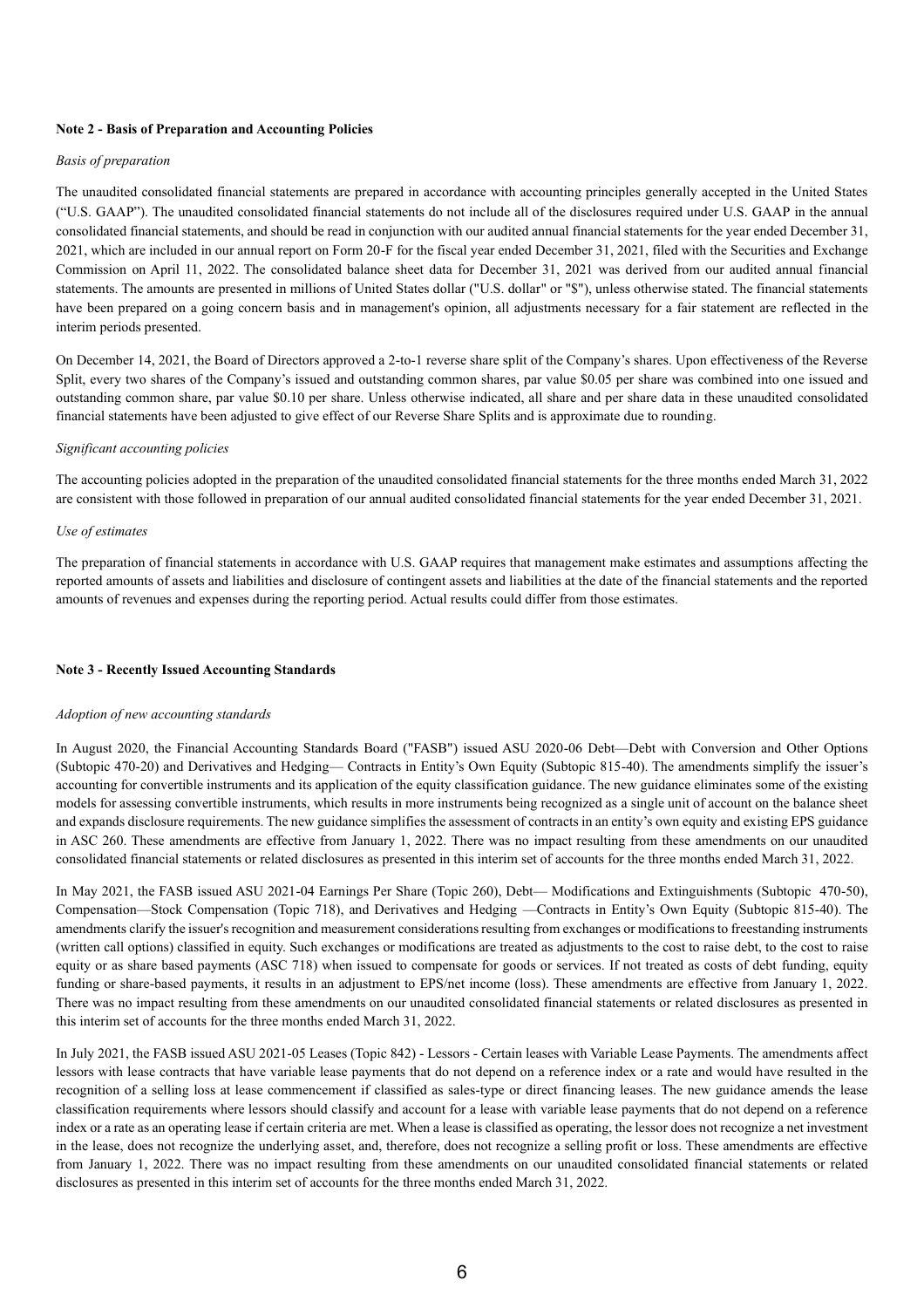**Note 2 - Basis of Preparation and Accounting Policies**

*Basis of preparation*

The unaudited consolidated financial statements are prepared in accordance with accounting principles generally accepted in the United States ("U.S. GAAP"). The unaudited consolidated financial statements do not include all of the disclosures required under U.S. GAAP in the annual consolidated financial statements, and should be read in conjunction with our audited annual financial statements for the year ended December 31, 2021, which are included in our annual report on Form 20-F for the fiscal year ended December 31, 2021, filed with the Securities and Exchange Commission on April 11, 2022. The consolidated balance sheet data for December 31, 2021 was derived from our audited annual financial statements. The amounts are presented in millions of United States dollar ("U.S. dollar" or "$"), unless otherwise stated. The financial statements have been prepared on a going concern basis and in management's opinion, all adjustments necessary for a fair statement are reflected in the interim periods presented.

On December 14, 2021, the Board of Directors approved a 2-to-1 reverse share split of the Company's shares. Upon effectiveness of the Reverse Split, every two shares of the Company's issued and outstanding common shares, par value $0.05 per share was combined into one issued and outstanding common share, par value $0.10 per share. Unless otherwise indicated, all share and per share data in these unaudited consolidated financial statements have been adjusted to give effect of our Reverse Share Splits and is approximate due to rounding.

*Significant accounting policies*

The accounting policies adopted in the preparation of the unaudited consolidated financial statements for the three months ended March 31, 2022 are consistent with those followed in preparation of our annual audited consolidated financial statements for the year ended December 31, 2021.

*Use of estimates*

The preparation of financial statements in accordance with U.S. GAAP requires that management make estimates and assumptions affecting the reported amounts of assets and liabilities and disclosure of contingent assets and liabilities at the date of the financial statements and the reported amounts of revenues and expenses during the reporting period. Actual results could differ from those estimates.

**Note 3 - Recently Issued Accounting Standards**

*Adoption of new accounting standards*

In August 2020, the Financial Accounting Standards Board ("FASB") issued ASU 2020-06 Debt—Debt with Conversion and Other Options (Subtopic 470-20) and Derivatives and Hedging— Contracts in Entity's Own Equity (Subtopic 815-40). The amendments simplify the issuer's accounting for convertible instruments and its application of the equity classification guidance. The new guidance eliminates some of the existing models for assessing convertible instruments, which results in more instruments being recognized as a single unit of account on the balance sheet and expands disclosure requirements. The new guidance simplifies the assessment of contracts in an entity's own equity and existing EPS guidance in ASC 260. These amendments are effective from January 1, 2022. There was no impact resulting from these amendments on our unaudited consolidated financial statements or related disclosures as presented in this interim set of accounts for the three months ended March 31, 2022.

In May 2021, the FASB issued ASU 2021-04 Earnings Per Share (Topic 260), Debt— Modifications and Extinguishments (Subtopic 470-50), Compensation—Stock Compensation (Topic 718), and Derivatives and Hedging —Contracts in Entity's Own Equity (Subtopic 815-40). The amendments clarify the issuer's recognition and measurement considerations resulting from exchanges or modifications to freestanding instruments (written call options) classified in equity. Such exchanges or modifications are treated as adjustments to the cost to raise debt, to the cost to raise equity or as share based payments (ASC 718) when issued to compensate for goods or services. If not treated as costs of debt funding, equity funding or share-based payments, it results in an adjustment to EPS/net income (loss). These amendments are effective from January 1, 2022. There was no impact resulting from these amendments on our unaudited consolidated financial statements or related disclosures as presented in this interim set of accounts for the three months ended March 31, 2022.

In July 2021, the FASB issued ASU 2021-05 Leases (Topic 842) - Lessors - Certain leases with Variable Lease Payments. The amendments affect lessors with lease contracts that have variable lease payments that do not depend on a reference index or a rate and would have resulted in the recognition of a selling loss at lease commencement if classified as sales-type or direct financing leases. The new guidance amends the lease classification requirements where lessors should classify and account for a lease with variable lease payments that do not depend on a reference index or a rate as an operating lease if certain criteria are met. When a lease is classified as operating, the lessor does not recognize a net investment in the lease, does not recognize the underlying asset, and, therefore, does not recognize a selling profit or loss. These amendments are effective from January 1, 2022. There was no impact resulting from these amendments on our unaudited consolidated financial statements or related disclosures as presented in this interim set of accounts for the three months ended March 31, 2022.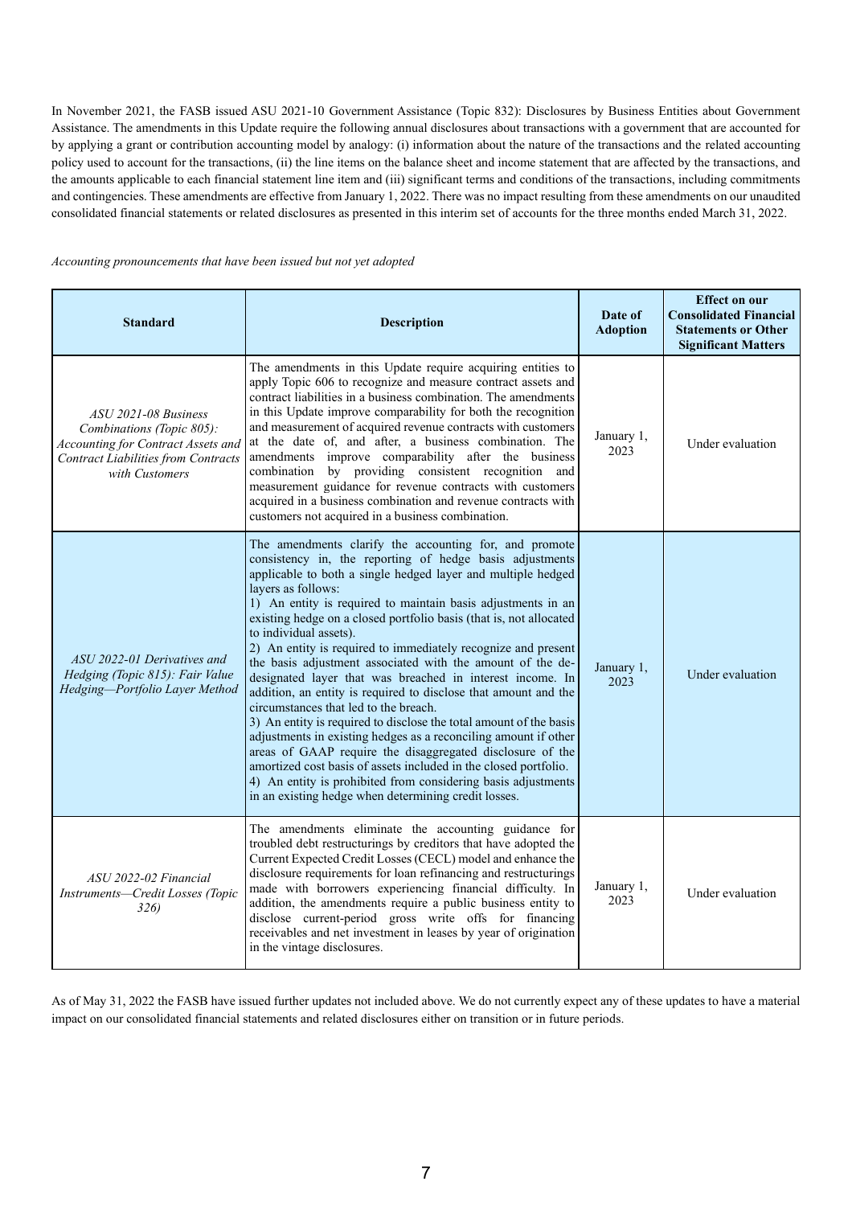In November 2021, the FASB issued ASU 2021-10 Government Assistance (Topic 832): Disclosures by Business Entities about Government Assistance. The amendments in this Update require the following annual disclosures about transactions with a government that are accounted for by applying a grant or contribution accounting model by analogy: (i) information about the nature of the transactions and the related accounting policy used to account for the transactions, (ii) the line items on the balance sheet and income statement that are affected by the transactions, and the amounts applicable to each financial statement line item and (iii) significant terms and conditions of the transactions, including commitments and contingencies. These amendments are effective from January 1, 2022. There was no impact resulting from these amendments on our unaudited consolidated financial statements or related disclosures as presented in this interim set of accounts for the three months ended March 31, 2022.

*Accounting pronouncements that have been issued but not yet adopted*

| Standard | Description | Date of Adoption | Effect on our Consolidated Financial Statements or Other Significant Matters |
|---|---|---|---|
| *ASU 2021-08 Business Combinations (Topic 805): Accounting for Contract Assets and Contract Liabilities from Contracts with Customers* | The amendments in this Update require acquiring entities to apply Topic 606 to recognize and measure contract assets and contract liabilities in a business combination. The amendments in this Update improve comparability for both the recognition and measurement of acquired revenue contracts with customers at the date of, and after, a business combination. The amendments improve comparability after the business combination by providing consistent recognition and measurement guidance for revenue contracts with customers acquired in a business combination and revenue contracts with customers not acquired in a business combination. | January 1, 2023 | Under evaluation |
| *ASU 2022-01 Derivatives and Hedging (Topic 815): Fair Value Hedging—Portfolio Layer Method* | The amendments clarify the accounting for, and promote consistency in, the reporting of hedge basis adjustments applicable to both a single hedged layer and multiple hedged layers as follows:<br>1) An entity is required to maintain basis adjustments in an existing hedge on a closed portfolio basis (that is, not allocated to individual assets).<br>2) An entity is required to immediately recognize and present the basis adjustment associated with the amount of the de-designated layer that was breached in interest income. In addition, an entity is required to disclose that amount and the circumstances that led to the breach.<br>3) An entity is required to disclose the total amount of the basis adjustments in existing hedges as a reconciling amount if other areas of GAAP require the disaggregated disclosure of the amortized cost basis of assets included in the closed portfolio.<br>4) An entity is prohibited from considering basis adjustments in an existing hedge when determining credit losses. | January 1, 2023 | Under evaluation |
| *ASU 2022-02 Financial Instruments—Credit Losses (Topic 326)* | The amendments eliminate the accounting guidance for troubled debt restructurings by creditors that have adopted the Current Expected Credit Losses (CECL) model and enhance the disclosure requirements for loan refinancing and restructurings made with borrowers experiencing financial difficulty. In addition, the amendments require a public business entity to disclose current-period gross write offs for financing receivables and net investment in leases by year of origination in the vintage disclosures. | January 1, 2023 | Under evaluation |

As of May 31, 2022 the FASB have issued further updates not included above. We do not currently expect any of these updates to have a material impact on our consolidated financial statements and related disclosures either on transition or in future periods.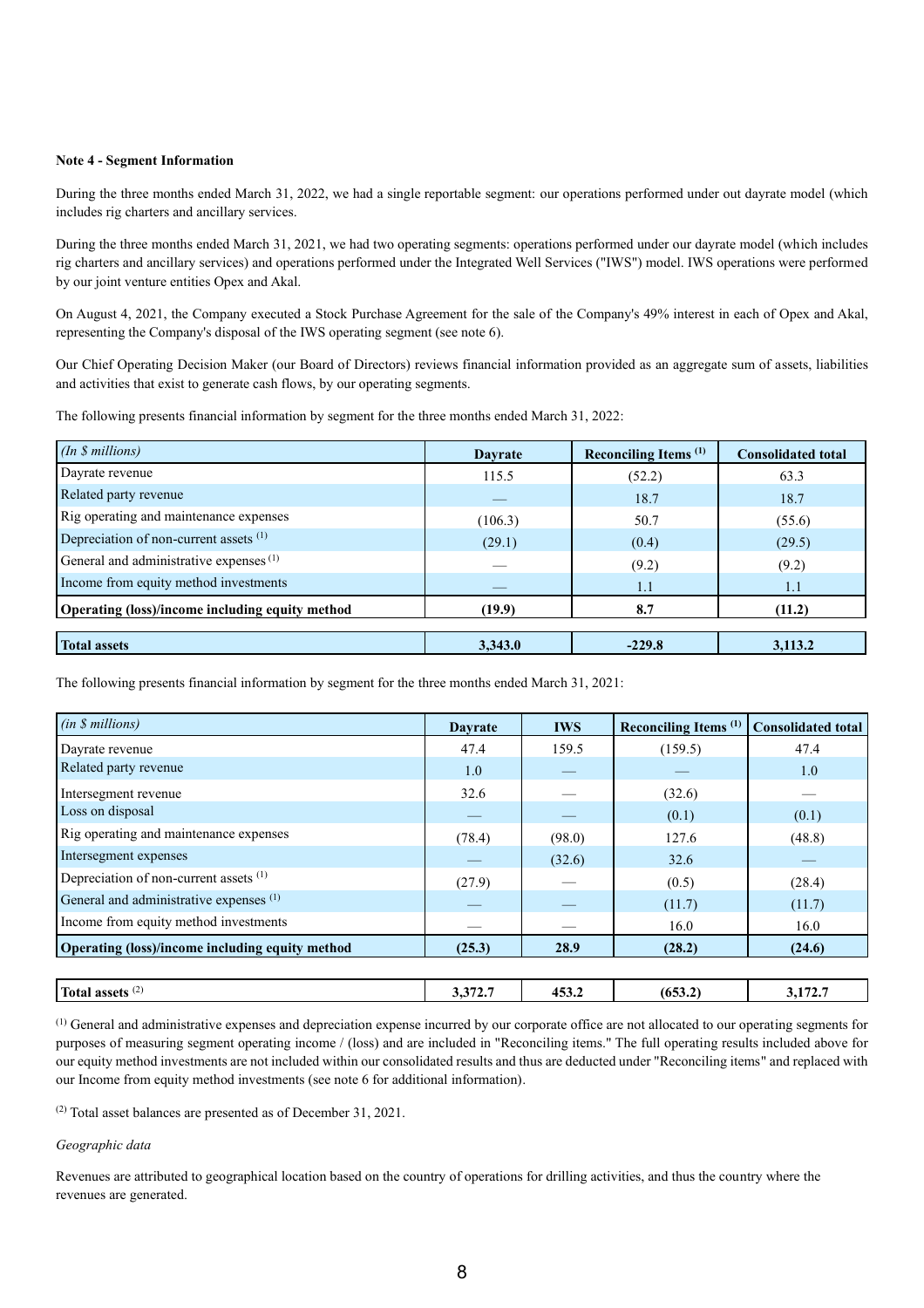**Note 4 - Segment Information**

During the three months ended March 31, 2022, we had a single reportable segment: our operations performed under out dayrate model (which includes rig charters and ancillary services.

During the three months ended March 31, 2021, we had two operating segments: operations performed under our dayrate model (which includes rig charters and ancillary services) and operations performed under the Integrated Well Services ("IWS") model. IWS operations were performed by our joint venture entities Opex and Akal.

On August 4, 2021, the Company executed a Stock Purchase Agreement for the sale of the Company's 49% interest in each of Opex and Akal, representing the Company's disposal of the IWS operating segment (see note 6).

Our Chief Operating Decision Maker (our Board of Directors) reviews financial information provided as an aggregate sum of assets, liabilities and activities that exist to generate cash flows, by our operating segments.

The following presents financial information by segment for the three months ended March 31, 2022:

| *(In $ millions)* | Dayrate | Reconciling Items [1] | Consolidated total |
|---|---|---|---|
| Dayrate revenue | 115.5 | (52.2) | 63.3 |
| Related party revenue | — | 18.7 | 18.7 |
| Rig operating and maintenance expenses | (106.3) | 50.7 | (55.6) |
| Depreciation of non-current assets [1] | (29.1) | (0.4) | (29.5) |
| General and administrative expenses [1] | — | (9.2) | (9.2) |
| Income from equity method investments | — | 1.1 | 1.1 |
| **Operating (loss)/income including equity method** | **(19.9)** | **8.7** | **(11.2)** |
| | | | |
| **Total assets** | **3,343.0** | **-229.8** | **3,113.2** |

The following presents financial information by segment for the three months ended March 31, 2021:

| *(in $ millions)* | Dayrate | IWS | Reconciling Items [1] | Consolidated total |
|---|---|---|---|---|
| Dayrate revenue | 47.4 | 159.5 | (159.5) | 47.4 |
| Related party revenue | 1.0 | — | — | 1.0 |
| Intersegment revenue | 32.6 | — | (32.6) | — |
| Loss on disposal | — | — | (0.1) | (0.1) |
| Rig operating and maintenance expenses | (78.4) | (98.0) | 127.6 | (48.8) |
| Intersegment expenses | — | (32.6) | 32.6 | — |
| Depreciation of non-current assets [1] | (27.9) | — | (0.5) | (28.4) |
| General and administrative expenses [1] | — | — | (11.7) | (11.7) |
| Income from equity method investments | — | — | 16.0 | 16.0 |
| **Operating (loss)/income including equity method** | **(25.3)** | **28.9** | **(28.2)** | **(24.6)** |
| | | | | |
| **Total assets** [2] | **3,372.7** | **453.2** | **(653.2)** | **3,172.7** |

[1] General and administrative expenses and depreciation expense incurred by our corporate office are not allocated to our operating segments for purposes of measuring segment operating income / (loss) and are included in "Reconciling items." The full operating results included above for our equity method investments are not included within our consolidated results and thus are deducted under "Reconciling items" and replaced with our Income from equity method investments (see note 6 for additional information).

[2] Total asset balances are presented as of December 31, 2021.

*Geographic data*

Revenues are attributed to geographical location based on the country of operations for drilling activities, and thus the country where the revenues are generated.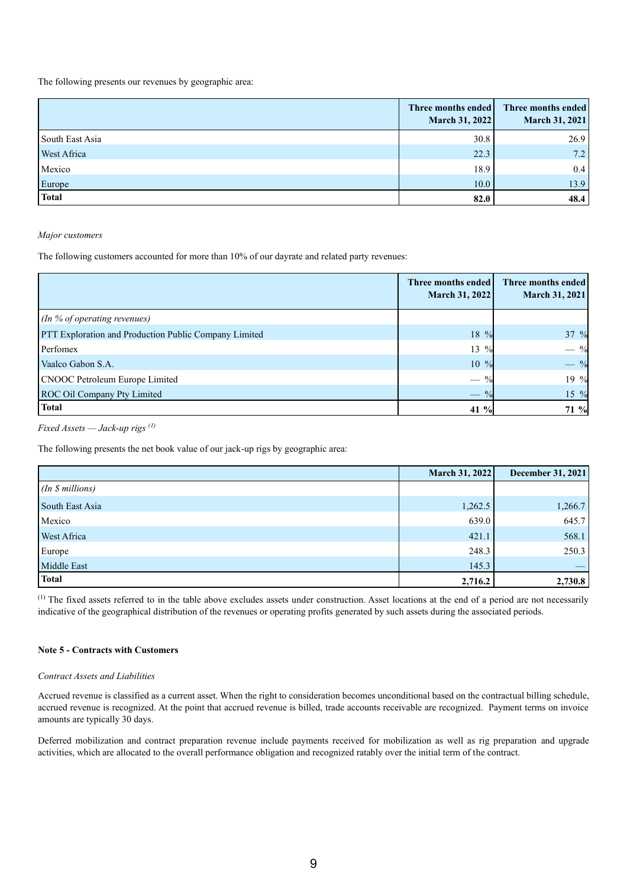The following presents our revenues by geographic area:

| | Three months ended March 31, 2022 | Three months ended March 31, 2021 |
|---|---|---|
| South East Asia | 30.8 | 26.9 |
| West Africa | 22.3 | 7.2 |
| Mexico | 18.9 | 0.4 |
| Europe | 10.0 | 13.9 |
| **Total** | **82.0** | **48.4** |

*Major customers*

The following customers accounted for more than 10% of our dayrate and related party revenues:

| | Three months ended March 31, 2022 | Three months ended March 31, 2021 |
|---|---|---|
| *(In % of operating revenues)* | | |
| PTT Exploration and Production Public Company Limited | 18 % | 37 % |
| Perfomex | 13 % | — % |
| Vaalco Gabon S.A. | 10 % | — % |
| CNOOC Petroleum Europe Limited | — % | 19 % |
| ROC Oil Company Pty Limited | — % | 15 % |
| **Total** | **41 %** | **71 %** |

*Fixed Assets — Jack-up rigs [(1)]*

The following presents the net book value of our jack-up rigs by geographic area:

| | March 31, 2022 | December 31, 2021 |
|---|---|---|
| *(In $ millions)* | | |
| South East Asia | 1,262.5 | 1,266.7 |
| Mexico | 639.0 | 645.7 |
| West Africa | 421.1 | 568.1 |
| Europe | 248.3 | 250.3 |
| Middle East | 145.3 | — |
| **Total** | **2,716.2** | **2,730.8** |

[(1)] The fixed assets referred to in the table above excludes assets under construction. Asset locations at the end of a period are not necessarily indicative of the geographical distribution of the revenues or operating profits generated by such assets during the associated periods.

**Note 5 - Contracts with Customers**

*Contract Assets and Liabilities*

Accrued revenue is classified as a current asset. When the right to consideration becomes unconditional based on the contractual billing schedule, accrued revenue is recognized. At the point that accrued revenue is billed, trade accounts receivable are recognized. Payment terms on invoice amounts are typically 30 days.

Deferred mobilization and contract preparation revenue include payments received for mobilization as well as rig preparation and upgrade activities, which are allocated to the overall performance obligation and recognized ratably over the initial term of the contract.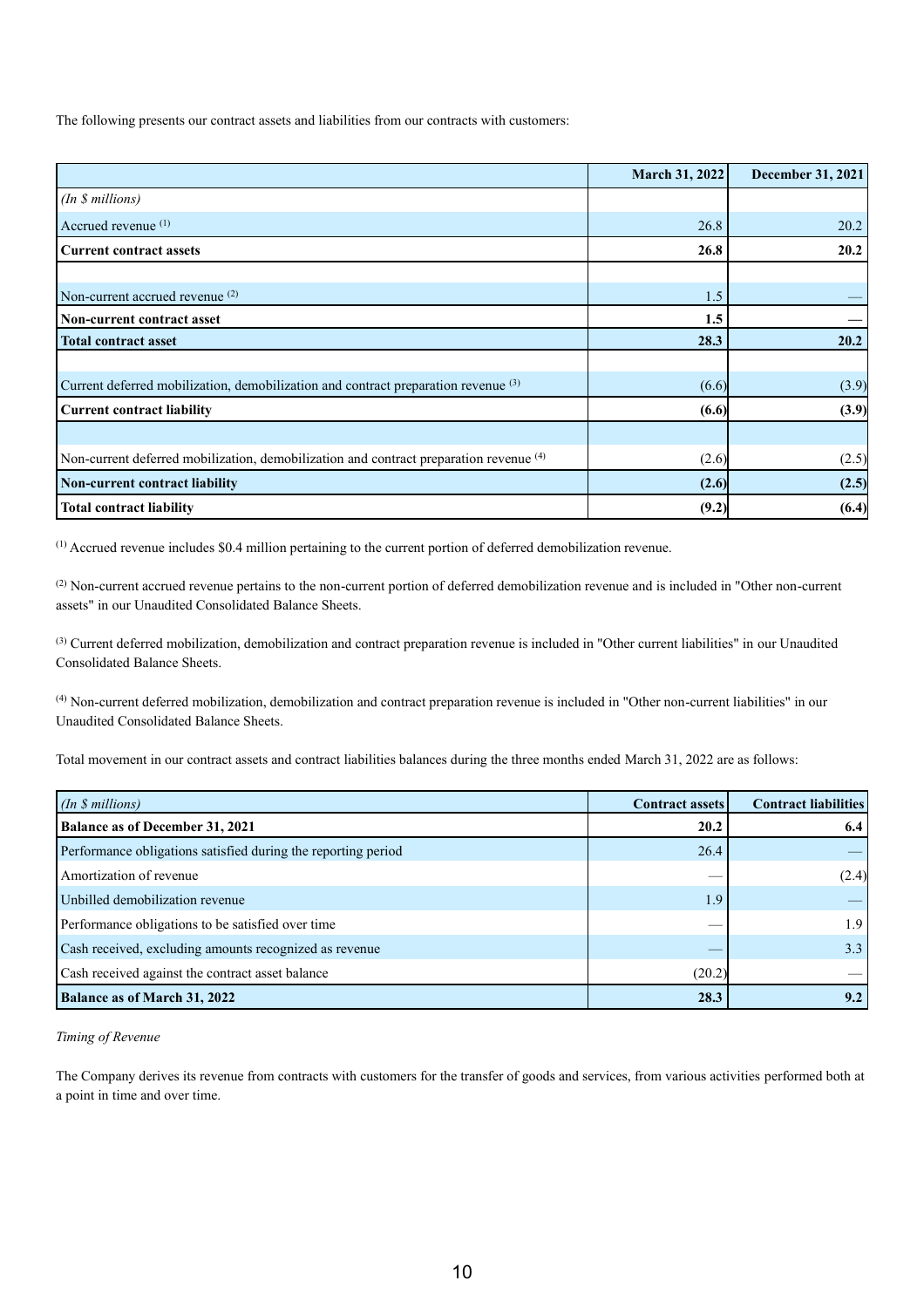The following presents our contract assets and liabilities from our contracts with customers:

| | March 31, 2022 | December 31, 2021 |
|---|---|---|
| *(In $ millions)* | | |
| Accrued revenue [1] | 26.8 | 20.2 |
| **Current contract assets** | **26.8** | **20.2** |
| | | |
| Non-current accrued revenue [2] | 1.5 | — |
| **Non-current contract asset** | **1.5** | **—** |
| **Total contract asset** | **28.3** | **20.2** |
| | | |
| Current deferred mobilization, demobilization and contract preparation revenue [3] | (6.6) | (3.9) |
| **Current contract liability** | **(6.6)** | **(3.9)** |
| | | |
| Non-current deferred mobilization, demobilization and contract preparation revenue [4] | (2.6) | (2.5) |
| **Non-current contract liability** | **(2.6)** | **(2.5)** |
| **Total contract liability** | **(9.2)** | **(6.4)** |

[1] Accrued revenue includes $0.4 million pertaining to the current portion of deferred demobilization revenue.

[2] Non-current accrued revenue pertains to the non-current portion of deferred demobilization revenue and is included in "Other non-current assets" in our Unaudited Consolidated Balance Sheets.

[3] Current deferred mobilization, demobilization and contract preparation revenue is included in "Other current liabilities" in our Unaudited Consolidated Balance Sheets.

[4] Non-current deferred mobilization, demobilization and contract preparation revenue is included in "Other non-current liabilities" in our Unaudited Consolidated Balance Sheets.

Total movement in our contract assets and contract liabilities balances during the three months ended March 31, 2022 are as follows:

| *(In $ millions)* | Contract assets | Contract liabilities |
|---|---|---|
| **Balance as of December 31, 2021** | **20.2** | **6.4** |
| Performance obligations satisfied during the reporting period | 26.4 | — |
| Amortization of revenue | — | (2.4) |
| Unbilled demobilization revenue | 1.9 | — |
| Performance obligations to be satisfied over time | — | 1.9 |
| Cash received, excluding amounts recognized as revenue | — | 3.3 |
| Cash received against the contract asset balance | (20.2) | — |
| **Balance as of March 31, 2022** | **28.3** | **9.2** |

*Timing of Revenue*

The Company derives its revenue from contracts with customers for the transfer of goods and services, from various activities performed both at a point in time and over time.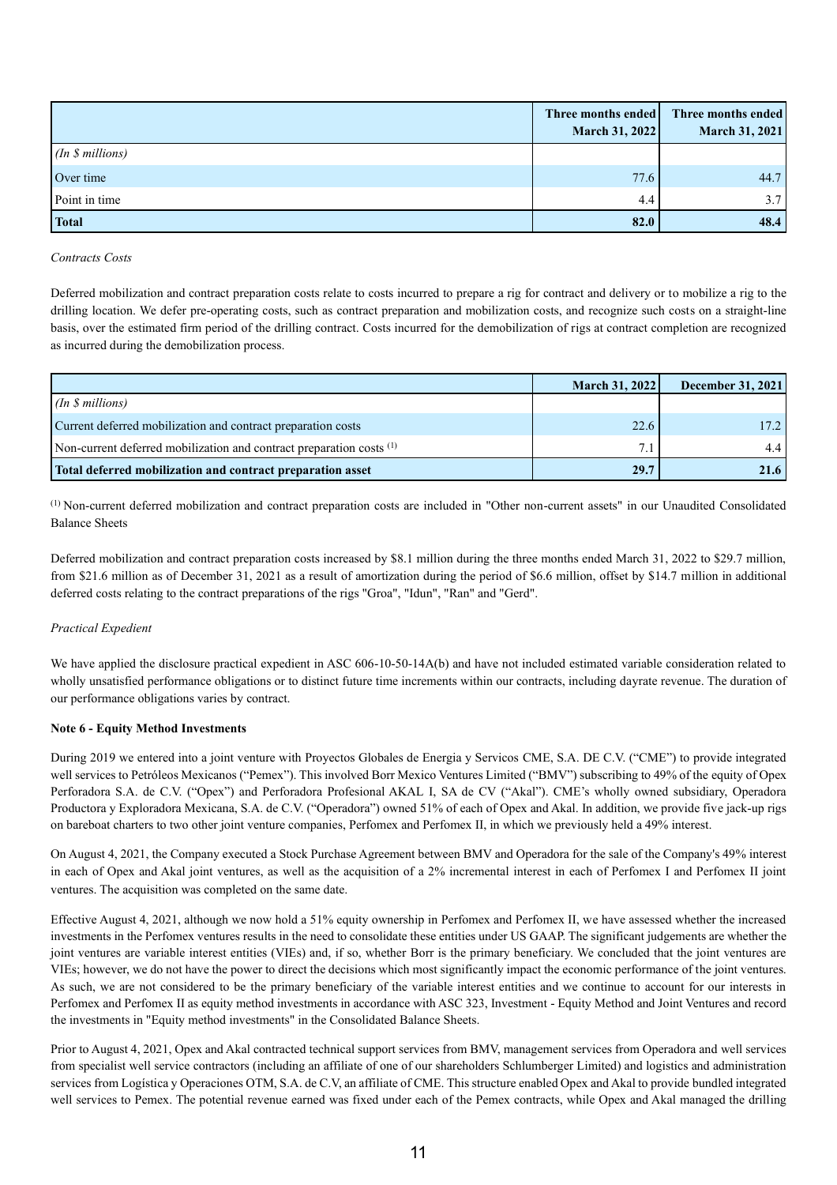| | Three months ended March 31, 2022 | Three months ended March 31, 2021 |
|---|---|---|
| *(In $ millions)* | | |
| Over time | 77.6 | 44.7 |
| Point in time | 4.4 | 3.7 |
| **Total** | **82.0** | **48.4** |

*Contracts Costs*

Deferred mobilization and contract preparation costs relate to costs incurred to prepare a rig for contract and delivery or to mobilize a rig to the drilling location. We defer pre-operating costs, such as contract preparation and mobilization costs, and recognize such costs on a straight-line basis, over the estimated firm period of the drilling contract. Costs incurred for the demobilization of rigs at contract completion are recognized as incurred during the demobilization process.

| | March 31, 2022 | December 31, 2021 |
|---|---|---|
| *(In $ millions)* | | |
| Current deferred mobilization and contract preparation costs | 22.6 | 17.2 |
| Non-current deferred mobilization and contract preparation costs [(1)] | 7.1 | 4.4 |
| **Total deferred mobilization and contract preparation asset** | **29.7** | **21.6** |

[(1)] Non-current deferred mobilization and contract preparation costs are included in "Other non-current assets" in our Unaudited Consolidated Balance Sheets

Deferred mobilization and contract preparation costs increased by $8.1 million during the three months ended March 31, 2022 to $29.7 million, from $21.6 million as of December 31, 2021 as a result of amortization during the period of $6.6 million, offset by $14.7 million in additional deferred costs relating to the contract preparations of the rigs "Groa", "Idun", "Ran" and "Gerd".

*Practical Expedient*

We have applied the disclosure practical expedient in ASC 606-10-50-14A(b) and have not included estimated variable consideration related to wholly unsatisfied performance obligations or to distinct future time increments within our contracts, including dayrate revenue. The duration of our performance obligations varies by contract.

**Note 6 - Equity Method Investments**

During 2019 we entered into a joint venture with Proyectos Globales de Energia y Servicos CME, S.A. DE C.V. ("CME") to provide integrated well services to Petróleos Mexicanos ("Pemex"). This involved Borr Mexico Ventures Limited ("BMV") subscribing to 49% of the equity of Opex Perforadora S.A. de C.V. ("Opex") and Perforadora Profesional AKAL I, SA de CV ("Akal"). CME's wholly owned subsidiary, Operadora Productora y Exploradora Mexicana, S.A. de C.V. ("Operadora") owned 51% of each of Opex and Akal. In addition, we provide five jack-up rigs on bareboat charters to two other joint venture companies, Perfomex and Perfomex II, in which we previously held a 49% interest.

On August 4, 2021, the Company executed a Stock Purchase Agreement between BMV and Operadora for the sale of the Company's 49% interest in each of Opex and Akal joint ventures, as well as the acquisition of a 2% incremental interest in each of Perfomex I and Perfomex II joint ventures. The acquisition was completed on the same date.

Effective August 4, 2021, although we now hold a 51% equity ownership in Perfomex and Perfomex II, we have assessed whether the increased investments in the Perfomex ventures results in the need to consolidate these entities under US GAAP. The significant judgements are whether the joint ventures are variable interest entities (VIEs) and, if so, whether Borr is the primary beneficiary. We concluded that the joint ventures are VIEs; however, we do not have the power to direct the decisions which most significantly impact the economic performance of the joint ventures. As such, we are not considered to be the primary beneficiary of the variable interest entities and we continue to account for our interests in Perfomex and Perfomex II as equity method investments in accordance with ASC 323, Investment - Equity Method and Joint Ventures and record the investments in "Equity method investments" in the Consolidated Balance Sheets.

Prior to August 4, 2021, Opex and Akal contracted technical support services from BMV, management services from Operadora and well services from specialist well service contractors (including an affiliate of one of our shareholders Schlumberger Limited) and logistics and administration services from Logística y Operaciones OTM, S.A. de C.V, an affiliate of CME. This structure enabled Opex and Akal to provide bundled integrated well services to Pemex. The potential revenue earned was fixed under each of the Pemex contracts, while Opex and Akal managed the drilling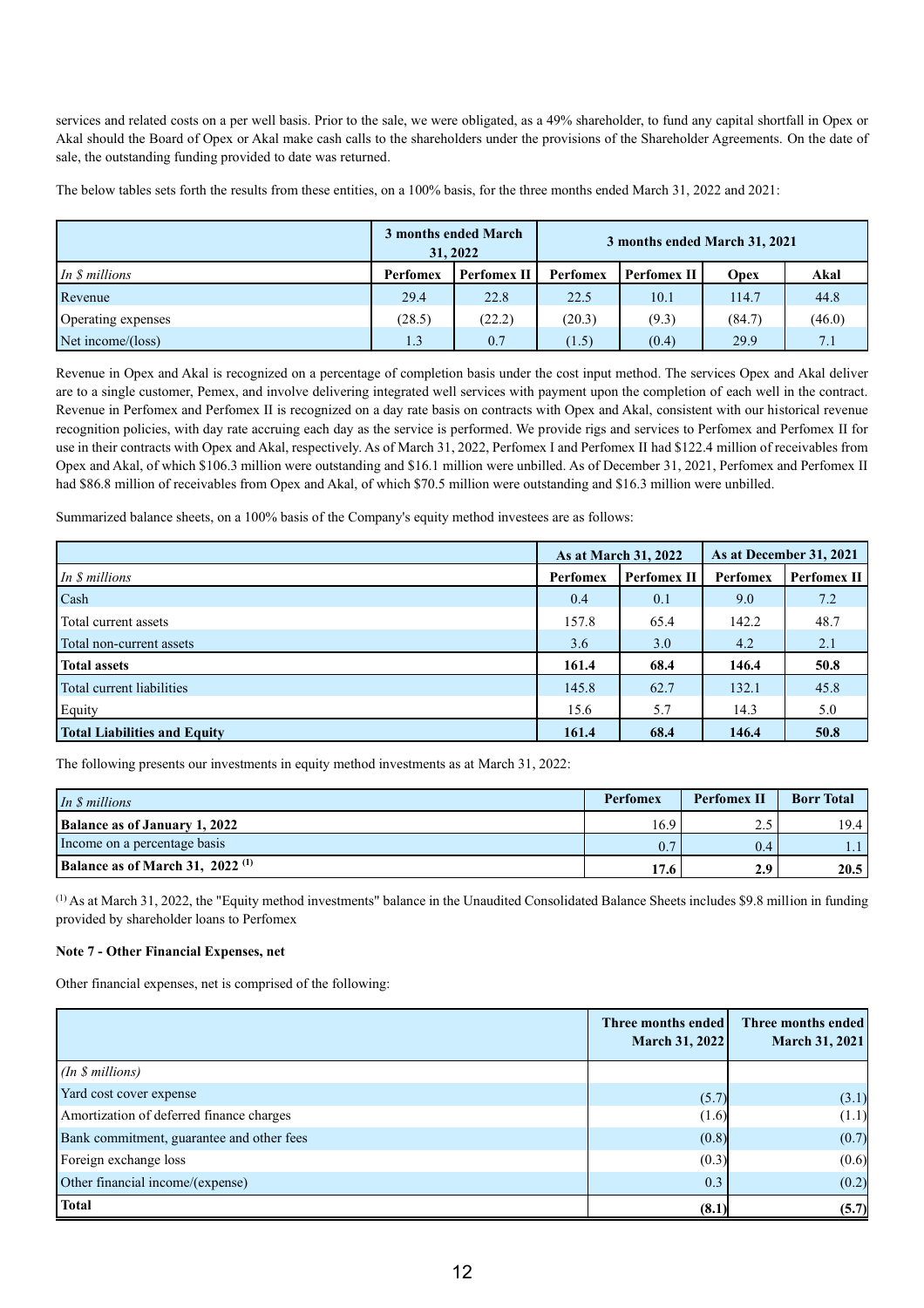services and related costs on a per well basis. Prior to the sale, we were obligated, as a 49% shareholder, to fund any capital shortfall in Opex or Akal should the Board of Opex or Akal make cash calls to the shareholders under the provisions of the Shareholder Agreements. On the date of sale, the outstanding funding provided to date was returned.

The below tables sets forth the results from these entities, on a 100% basis, for the three months ended March 31, 2022 and 2021:

| | 3 months ended March 31, 2022 | | 3 months ended March 31, 2021 | | | |
|---|---|---|---|---|---|---|
| *In $ millions* | **Perfomex** | **Perfomex II** | **Perfomex** | **Perfomex II** | **Opex** | **Akal** |
| Revenue | 29.4 | 22.8 | 22.5 | 10.1 | 114.7 | 44.8 |
| Operating expenses | (28.5) | (22.2) | (20.3) | (9.3) | (84.7) | (46.0) |
| Net income/(loss) | 1.3 | 0.7 | (1.5) | (0.4) | 29.9 | 7.1 |

Revenue in Opex and Akal is recognized on a percentage of completion basis under the cost input method. The services Opex and Akal deliver are to a single customer, Pemex, and involve delivering integrated well services with payment upon the completion of each well in the contract. Revenue in Perfomex and Perfomex II is recognized on a day rate basis on contracts with Opex and Akal, consistent with our historical revenue recognition policies, with day rate accruing each day as the service is performed. We provide rigs and services to Perfomex and Perfomex II for use in their contracts with Opex and Akal, respectively. As of March 31, 2022, Perfomex I and Perfomex II had $122.4 million of receivables from Opex and Akal, of which $106.3 million were outstanding and $16.1 million were unbilled. As of December 31, 2021, Perfomex and Perfomex II had $86.8 million of receivables from Opex and Akal, of which $70.5 million were outstanding and $16.3 million were unbilled.

Summarized balance sheets, on a 100% basis of the Company's equity method investees are as follows:

| | As at March 31, 2022 | | As at December 31, 2021 | |
|---|---|---|---|---|
| *In $ millions* | **Perfomex** | **Perfomex II** | **Perfomex** | **Perfomex II** |
| Cash | 0.4 | 0.1 | 9.0 | 7.2 |
| Total current assets | 157.8 | 65.4 | 142.2 | 48.7 |
| Total non-current assets | 3.6 | 3.0 | 4.2 | 2.1 |
| **Total assets** | **161.4** | **68.4** | **146.4** | **50.8** |
| Total current liabilities | 145.8 | 62.7 | 132.1 | 45.8 |
| Equity | 15.6 | 5.7 | 14.3 | 5.0 |
| **Total Liabilities and Equity** | **161.4** | **68.4** | **146.4** | **50.8** |

The following presents our investments in equity method investments as at March 31, 2022:

| *In $ millions* | **Perfomex** | **Perfomex II** | **Borr Total** |
|---|---|---|---|
| **Balance as of January 1, 2022** | 16.9 | 2.5 | 19.4 |
| Income on a percentage basis | 0.7 | 0.4 | 1.1 |
| **Balance as of March 31, 2022 [1]** | **17.6** | **2.9** | **20.5** |

[1] As at March 31, 2022, the "Equity method investments" balance in the Unaudited Consolidated Balance Sheets includes $9.8 million in funding provided by shareholder loans to Perfomex

**Note 7 - Other Financial Expenses, net**

Other financial expenses, net is comprised of the following:

| | **Three months ended March 31, 2022** | **Three months ended March 31, 2021** |
|---|---|---|
| *(In $ millions)* | | |
| Yard cost cover expense | (5.7) | (3.1) |
| Amortization of deferred finance charges | (1.6) | (1.1) |
| Bank commitment, guarantee and other fees | (0.8) | (0.7) |
| Foreign exchange loss | (0.3) | (0.6) |
| Other financial income/(expense) | 0.3 | (0.2) |
| **Total** | **(8.1)** | **(5.7)** |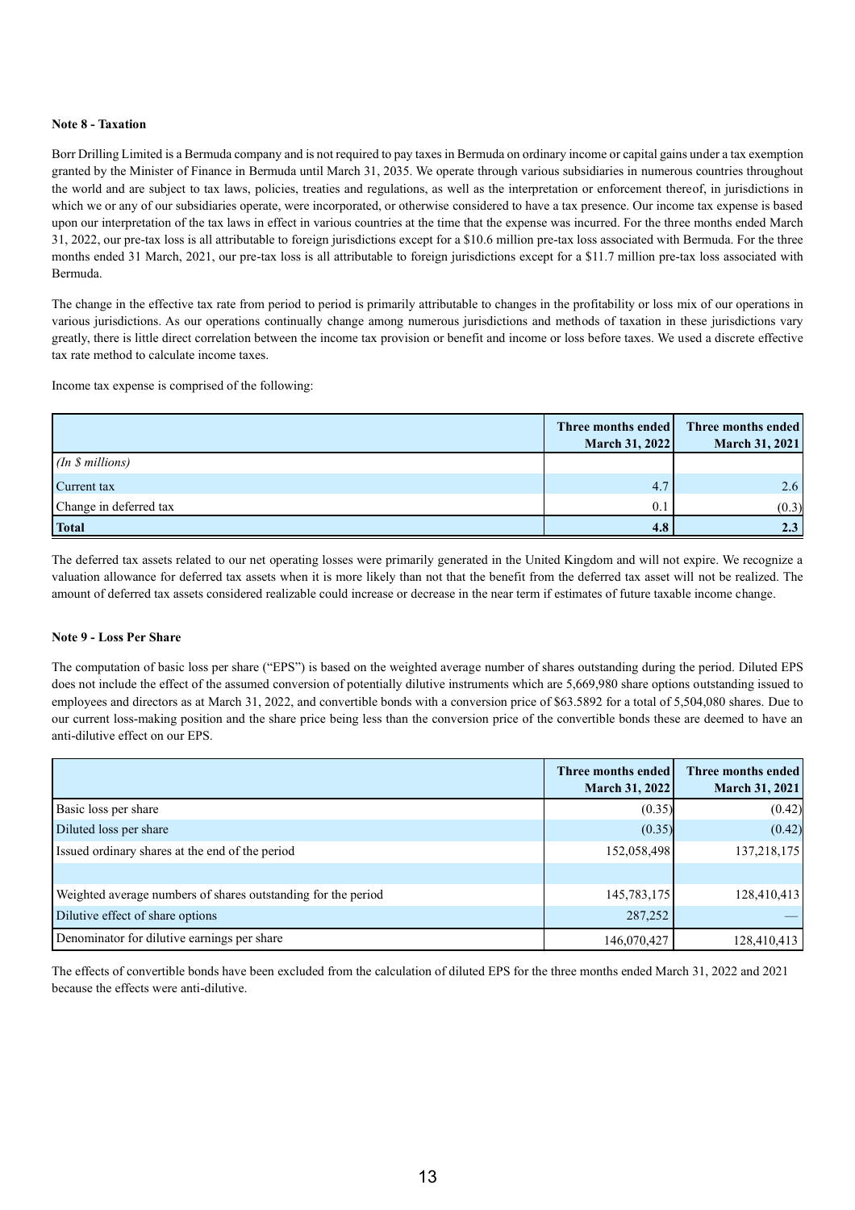**Note 8 - Taxation**

Borr Drilling Limited is a Bermuda company and is not required to pay taxes in Bermuda on ordinary income or capital gains under a tax exemption granted by the Minister of Finance in Bermuda until March 31, 2035. We operate through various subsidiaries in numerous countries throughout the world and are subject to tax laws, policies, treaties and regulations, as well as the interpretation or enforcement thereof, in jurisdictions in which we or any of our subsidiaries operate, were incorporated, or otherwise considered to have a tax presence. Our income tax expense is based upon our interpretation of the tax laws in effect in various countries at the time that the expense was incurred. For the three months ended March 31, 2022, our pre-tax loss is all attributable to foreign jurisdictions except for a $10.6 million pre-tax loss associated with Bermuda. For the three months ended 31 March, 2021, our pre-tax loss is all attributable to foreign jurisdictions except for a $11.7 million pre-tax loss associated with Bermuda.

The change in the effective tax rate from period to period is primarily attributable to changes in the profitability or loss mix of our operations in various jurisdictions. As our operations continually change among numerous jurisdictions and methods of taxation in these jurisdictions vary greatly, there is little direct correlation between the income tax provision or benefit and income or loss before taxes. We used a discrete effective tax rate method to calculate income taxes.

Income tax expense is comprised of the following:

| | Three months ended March 31, 2022 | Three months ended March 31, 2021 |
|---|---|---|
| *(In $ millions)* | | |
| Current tax | 4.7 | 2.6 |
| Change in deferred tax | 0.1 | (0.3) |
| **Total** | **4.8** | **2.3** |

The deferred tax assets related to our net operating losses were primarily generated in the United Kingdom and will not expire. We recognize a valuation allowance for deferred tax assets when it is more likely than not that the benefit from the deferred tax asset will not be realized. The amount of deferred tax assets considered realizable could increase or decrease in the near term if estimates of future taxable income change.

**Note 9 - Loss Per Share**

The computation of basic loss per share ("EPS") is based on the weighted average number of shares outstanding during the period. Diluted EPS does not include the effect of the assumed conversion of potentially dilutive instruments which are 5,669,980 share options outstanding issued to employees and directors as at March 31, 2022, and convertible bonds with a conversion price of $63.5892 for a total of 5,504,080 shares. Due to our current loss-making position and the share price being less than the conversion price of the convertible bonds these are deemed to have an anti-dilutive effect on our EPS.

| | Three months ended March 31, 2022 | Three months ended March 31, 2021 |
|---|---|---|
| Basic loss per share | (0.35) | (0.42) |
| Diluted loss per share | (0.35) | (0.42) |
| Issued ordinary shares at the end of the period | 152,058,498 | 137,218,175 |
| | | |
| Weighted average numbers of shares outstanding for the period | 145,783,175 | 128,410,413 |
| Dilutive effect of share options | 287,252 | — |
| Denominator for dilutive earnings per share | 146,070,427 | 128,410,413 |

The effects of convertible bonds have been excluded from the calculation of diluted EPS for the three months ended March 31, 2022 and 2021 because the effects were anti-dilutive.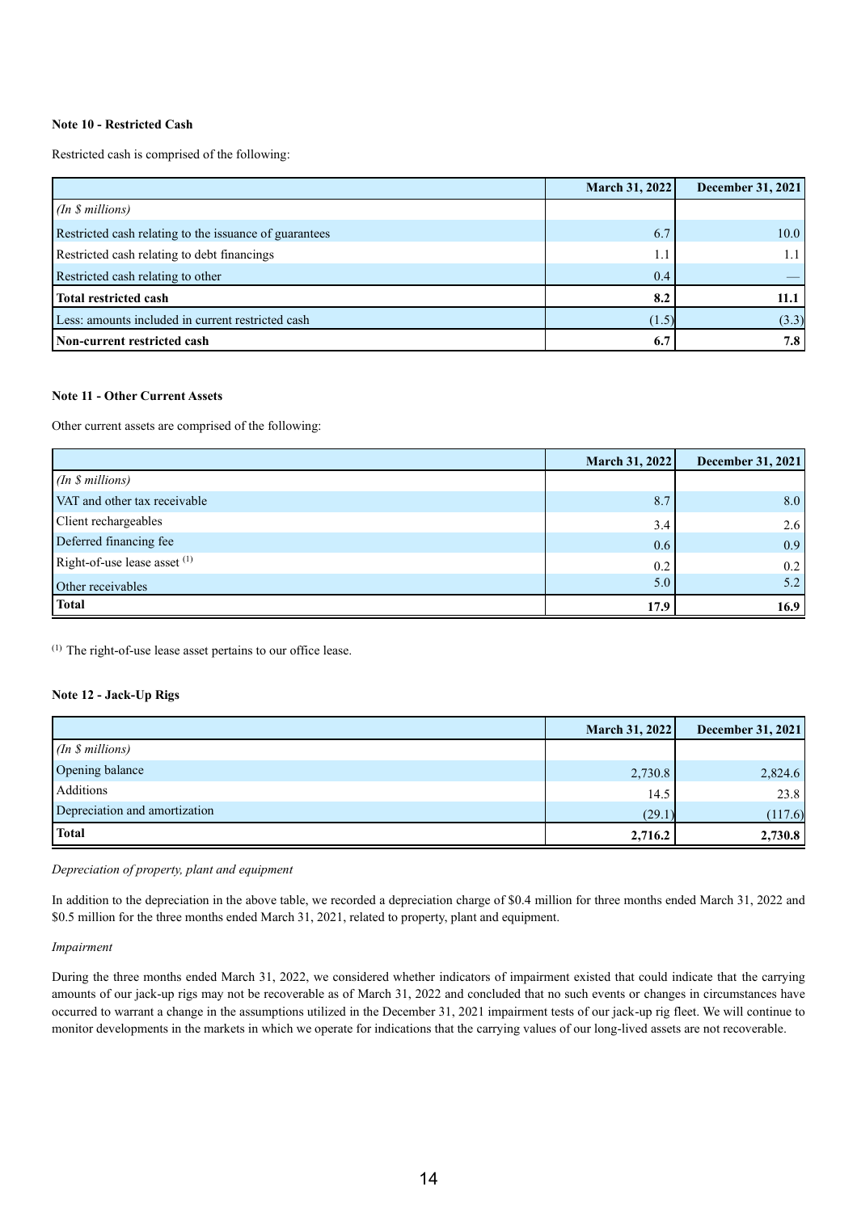**Note 10 - Restricted Cash**

Restricted cash is comprised of the following:

| | March 31, 2022 | December 31, 2021 |
|---|---|---|
| *(In $ millions)* | | |
| Restricted cash relating to the issuance of guarantees | 6.7 | 10.0 |
| Restricted cash relating to debt financings | 1.1 | 1.1 |
| Restricted cash relating to other | 0.4 | — |
| **Total restricted cash** | **8.2** | **11.1** |
| Less: amounts included in current restricted cash | (1.5) | (3.3) |
| **Non-current restricted cash** | **6.7** | **7.8** |

**Note 11 - Other Current Assets**

Other current assets are comprised of the following:

| | March 31, 2022 | December 31, 2021 |
|---|---|---|
| *(In $ millions)* | | |
| VAT and other tax receivable | 8.7 | 8.0 |
| Client rechargeables | 3.4 | 2.6 |
| Deferred financing fee | 0.6 | 0.9 |
| Right-of-use lease asset [1] | 0.2 | 0.2 |
| Other receivables | 5.0 | 5.2 |
| **Total** | **17.9** | **16.9** |

[1] The right-of-use lease asset pertains to our office lease.

**Note 12 - Jack-Up Rigs**

| | March 31, 2022 | December 31, 2021 |
|---|---|---|
| *(In $ millions)* | | |
| Opening balance | 2,730.8 | 2,824.6 |
| Additions | 14.5 | 23.8 |
| Depreciation and amortization | (29.1) | (117.6) |
| **Total** | **2,716.2** | **2,730.8** |

*Depreciation of property, plant and equipment*

In addition to the depreciation in the above table, we recorded a depreciation charge of $0.4 million for three months ended March 31, 2022 and $0.5 million for the three months ended March 31, 2021, related to property, plant and equipment.

*Impairment*

During the three months ended March 31, 2022, we considered whether indicators of impairment existed that could indicate that the carrying amounts of our jack-up rigs may not be recoverable as of March 31, 2022 and concluded that no such events or changes in circumstances have occurred to warrant a change in the assumptions utilized in the December 31, 2021 impairment tests of our jack-up rig fleet. We will continue to monitor developments in the markets in which we operate for indications that the carrying values of our long-lived assets are not recoverable.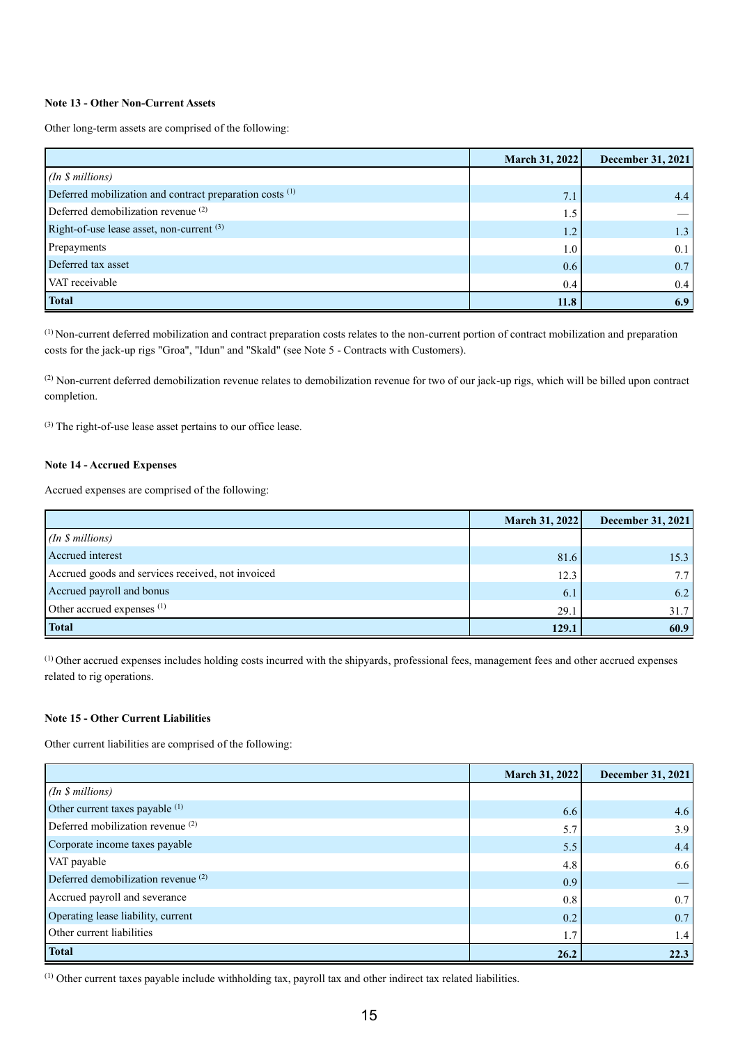**Note 13 - Other Non-Current Assets**

Other long-term assets are comprised of the following:

| | March 31, 2022 | December 31, 2021 |
|---|---|---|
| *(In $ millions)* | | |
| Deferred mobilization and contract preparation costs [1] | 7.1 | 4.4 |
| Deferred demobilization revenue [2] | 1.5 | — |
| Right-of-use lease asset, non-current [3] | 1.2 | 1.3 |
| Prepayments | 1.0 | 0.1 |
| Deferred tax asset | 0.6 | 0.7 |
| VAT receivable | 0.4 | 0.4 |
| **Total** | **11.8** | **6.9** |

[1] Non-current deferred mobilization and contract preparation costs relates to the non-current portion of contract mobilization and preparation costs for the jack-up rigs "Groa", "Idun" and "Skald" (see Note 5 - Contracts with Customers).

[2] Non-current deferred demobilization revenue relates to demobilization revenue for two of our jack-up rigs, which will be billed upon contract completion.

[3] The right-of-use lease asset pertains to our office lease.

**Note 14 - Accrued Expenses**

Accrued expenses are comprised of the following:

| | March 31, 2022 | December 31, 2021 |
|---|---|---|
| *(In $ millions)* | | |
| Accrued interest | 81.6 | 15.3 |
| Accrued goods and services received, not invoiced | 12.3 | 7.7 |
| Accrued payroll and bonus | 6.1 | 6.2 |
| Other accrued expenses [1] | 29.1 | 31.7 |
| **Total** | **129.1** | **60.9** |

[1] Other accrued expenses includes holding costs incurred with the shipyards, professional fees, management fees and other accrued expenses related to rig operations.

**Note 15 - Other Current Liabilities**

Other current liabilities are comprised of the following:

| | March 31, 2022 | December 31, 2021 |
|---|---|---|
| *(In $ millions)* | | |
| Other current taxes payable [1] | 6.6 | 4.6 |
| Deferred mobilization revenue [2] | 5.7 | 3.9 |
| Corporate income taxes payable | 5.5 | 4.4 |
| VAT payable | 4.8 | 6.6 |
| Deferred demobilization revenue [2] | 0.9 | — |
| Accrued payroll and severance | 0.8 | 0.7 |
| Operating lease liability, current | 0.2 | 0.7 |
| Other current liabilities | 1.7 | 1.4 |
| **Total** | **26.2** | **22.3** |

[1] Other current taxes payable include withholding tax, payroll tax and other indirect tax related liabilities.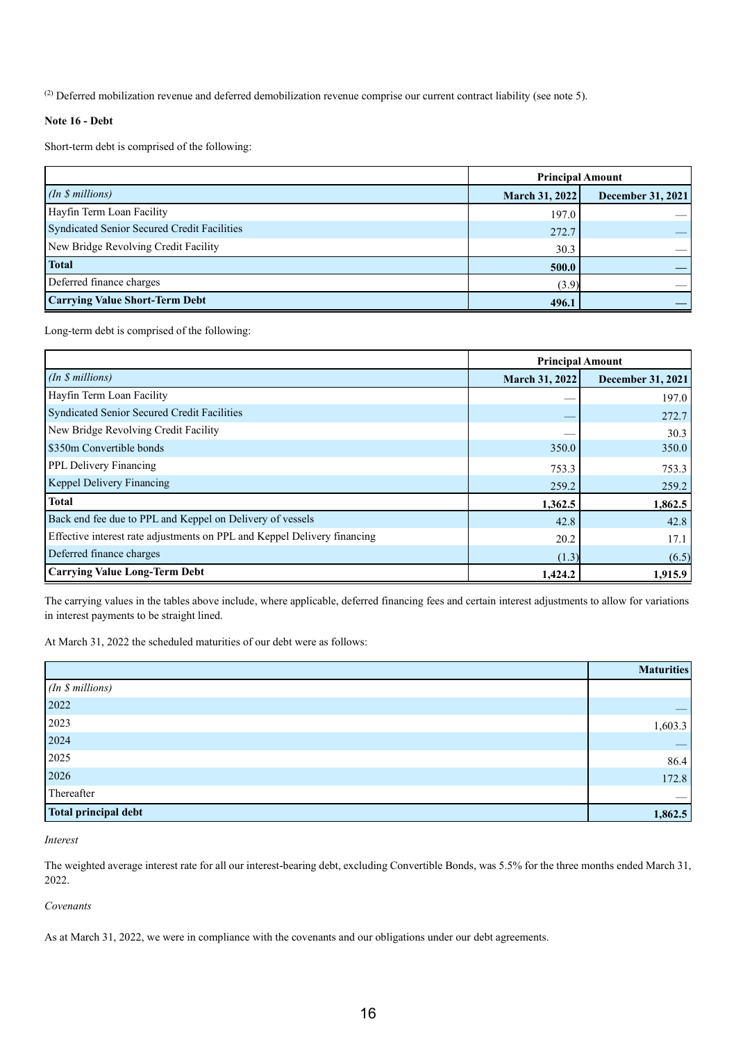(2) Deferred mobilization revenue and deferred demobilization revenue comprise our current contract liability (see note 5).

**Note 16 - Debt**

Short-term debt is comprised of the following:

| | **Principal Amount** | |
|---|---|---|
| *(In $ millions)* | **March 31, 2022** | **December 31, 2021** |
| Hayfin Term Loan Facility | 197.0 | — |
| Syndicated Senior Secured Credit Facilities | 272.7 | — |
| New Bridge Revolving Credit Facility | 30.3 | — |
| **Total** | **500.0** | **—** |
| Deferred finance charges | (3.9) | — |
| **Carrying Value Short-Term Debt** | **496.1** | **—** |

Long-term debt is comprised of the following:

| | **Principal Amount** | |
|---|---|---|
| *(In $ millions)* | **March 31, 2022** | **December 31, 2021** |
| Hayfin Term Loan Facility | — | 197.0 |
| Syndicated Senior Secured Credit Facilities | — | 272.7 |
| New Bridge Revolving Credit Facility | — | 30.3 |
| $350m Convertible bonds | 350.0 | 350.0 |
| PPL Delivery Financing | 753.3 | 753.3 |
| Keppel Delivery Financing | 259.2 | 259.2 |
| **Total** | **1,362.5** | **1,862.5** |
| Back end fee due to PPL and Keppel on Delivery of vessels | 42.8 | 42.8 |
| Effective interest rate adjustments on PPL and Keppel Delivery financing | 20.2 | 17.1 |
| Deferred finance charges | (1.3) | (6.5) |
| **Carrying Value Long-Term Debt** | **1,424.2** | **1,915.9** |

The carrying values in the tables above include, where applicable, deferred financing fees and certain interest adjustments to allow for variations in interest payments to be straight lined.

At March 31, 2022 the scheduled maturities of our debt were as follows:

| | **Maturities** |
|---|---|
| *(In $ millions)* | |
| 2022 | — |
| 2023 | 1,603.3 |
| 2024 | — |
| 2025 | 86.4 |
| 2026 | 172.8 |
| Thereafter | — |
| **Total principal debt** | **1,862.5** |

*Interest*

The weighted average interest rate for all our interest-bearing debt, excluding Convertible Bonds, was 5.5% for the three months ended March 31, 2022.

*Covenants*

As at March 31, 2022, we were in compliance with the covenants and our obligations under our debt agreements.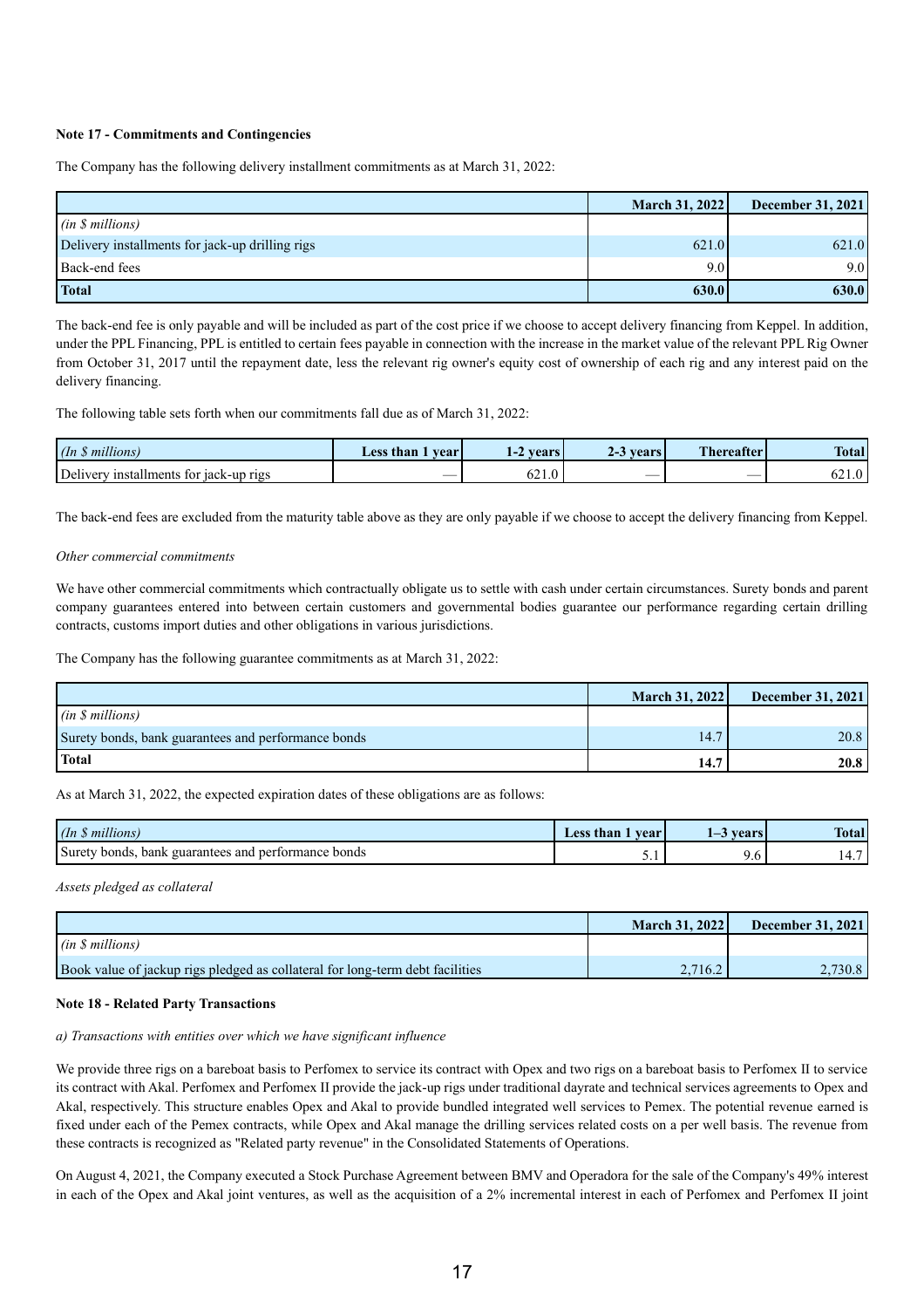**Note 17 - Commitments and Contingencies**

The Company has the following delivery installment commitments as at March 31, 2022:

| | March 31, 2022 | December 31, 2021 |
|---|---|---|
| *(in $ millions)* | | |
| Delivery installments for jack-up drilling rigs | 621.0 | 621.0 |
| Back-end fees | 9.0 | 9.0 |
| **Total** | **630.0** | **630.0** |

The back-end fee is only payable and will be included as part of the cost price if we choose to accept delivery financing from Keppel. In addition, under the PPL Financing, PPL is entitled to certain fees payable in connection with the increase in the market value of the relevant PPL Rig Owner from October 31, 2017 until the repayment date, less the relevant rig owner's equity cost of ownership of each rig and any interest paid on the delivery financing.

The following table sets forth when our commitments fall due as of March 31, 2022:

| *(In $ millions)* | Less than 1 year | 1-2 years | 2-3 years | Thereafter | Total |
|---|---|---|---|---|---|
| Delivery installments for jack-up rigs | — | 621.0 | — | — | 621.0 |

The back-end fees are excluded from the maturity table above as they are only payable if we choose to accept the delivery financing from Keppel.

*Other commercial commitments*

We have other commercial commitments which contractually obligate us to settle with cash under certain circumstances. Surety bonds and parent company guarantees entered into between certain customers and governmental bodies guarantee our performance regarding certain drilling contracts, customs import duties and other obligations in various jurisdictions.

The Company has the following guarantee commitments as at March 31, 2022:

| | March 31, 2022 | December 31, 2021 |
|---|---|---|
| *(in $ millions)* | | |
| Surety bonds, bank guarantees and performance bonds | 14.7 | 20.8 |
| **Total** | **14.7** | **20.8** |

As at March 31, 2022, the expected expiration dates of these obligations are as follows:

| *(In $ millions)* | Less than 1 year | 1–3 years | Total |
|---|---|---|---|
| Surety bonds, bank guarantees and performance bonds | 5.1 | 9.6 | 14.7 |

*Assets pledged as collateral*

| | March 31, 2022 | December 31, 2021 |
|---|---|---|
| *(in $ millions)* | | |
| Book value of jackup rigs pledged as collateral for long-term debt facilities | 2,716.2 | 2,730.8 |

**Note 18 - Related Party Transactions**

*a) Transactions with entities over which we have significant influence*

We provide three rigs on a bareboat basis to Perfomex to service its contract with Opex and two rigs on a bareboat basis to Perfomex II to service its contract with Akal. Perfomex and Perfomex II provide the jack-up rigs under traditional dayrate and technical services agreements to Opex and Akal, respectively. This structure enables Opex and Akal to provide bundled integrated well services to Pemex. The potential revenue earned is fixed under each of the Pemex contracts, while Opex and Akal manage the drilling services related costs on a per well basis. The revenue from these contracts is recognized as "Related party revenue" in the Consolidated Statements of Operations.

On August 4, 2021, the Company executed a Stock Purchase Agreement between BMV and Operadora for the sale of the Company's 49% interest in each of the Opex and Akal joint ventures, as well as the acquisition of a 2% incremental interest in each of Perfomex and Perfomex II joint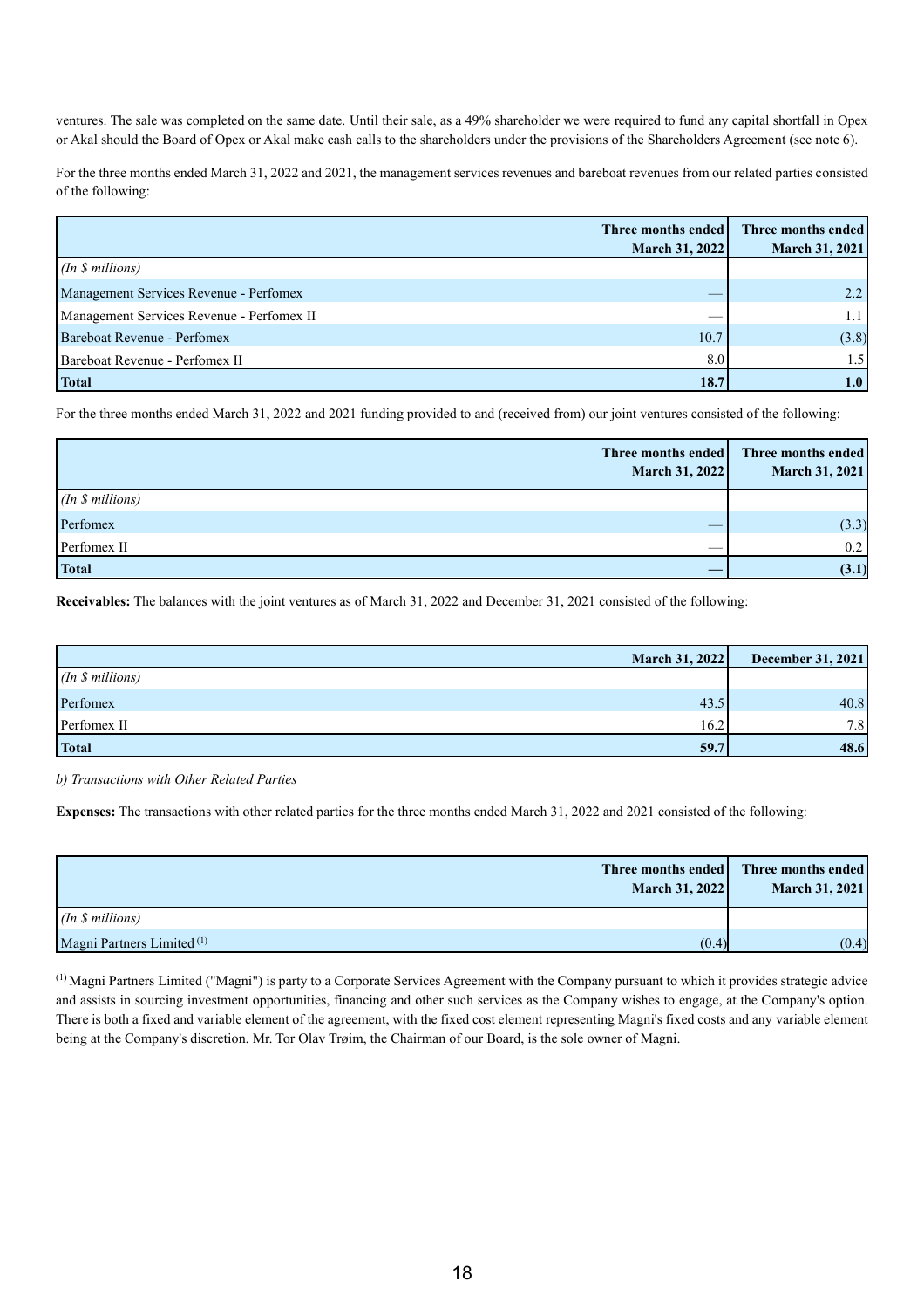ventures. The sale was completed on the same date. Until their sale, as a 49% shareholder we were required to fund any capital shortfall in Opex or Akal should the Board of Opex or Akal make cash calls to the shareholders under the provisions of the Shareholders Agreement (see note 6).

For the three months ended March 31, 2022 and 2021, the management services revenues and bareboat revenues from our related parties consisted of the following:

| | Three months ended March 31, 2022 | Three months ended March 31, 2021 |
|---|---|---|
| *(In $ millions)* | | |
| Management Services Revenue - Perfomex | — | 2.2 |
| Management Services Revenue - Perfomex II | — | 1.1 |
| Bareboat Revenue - Perfomex | 10.7 | (3.8) |
| Bareboat Revenue - Perfomex II | 8.0 | 1.5 |
| **Total** | **18.7** | **1.0** |

For the three months ended March 31, 2022 and 2021 funding provided to and (received from) our joint ventures consisted of the following:

| | Three months ended March 31, 2022 | Three months ended March 31, 2021 |
|---|---|---|
| *(In $ millions)* | | |
| Perfomex | — | (3.3) |
| Perfomex II | — | 0.2 |
| **Total** | **—** | **(3.1)** |

**Receivables:** The balances with the joint ventures as of March 31, 2022 and December 31, 2021 consisted of the following:

| | March 31, 2022 | December 31, 2021 |
|---|---|---|
| *(In $ millions)* | | |
| Perfomex | 43.5 | 40.8 |
| Perfomex II | 16.2 | 7.8 |
| **Total** | **59.7** | **48.6** |

*b) Transactions with Other Related Parties*

**Expenses:** The transactions with other related parties for the three months ended March 31, 2022 and 2021 consisted of the following:

| | Three months ended March 31, 2022 | Three months ended March 31, 2021 |
|---|---|---|
| *(In $ millions)* | | |
| Magni Partners Limited [(1)] | (0.4) | (0.4) |

[(1)] Magni Partners Limited ("Magni") is party to a Corporate Services Agreement with the Company pursuant to which it provides strategic advice and assists in sourcing investment opportunities, financing and other such services as the Company wishes to engage, at the Company's option. There is both a fixed and variable element of the agreement, with the fixed cost element representing Magni's fixed costs and any variable element being at the Company's discretion. Mr. Tor Olav Trøim, the Chairman of our Board, is the sole owner of Magni.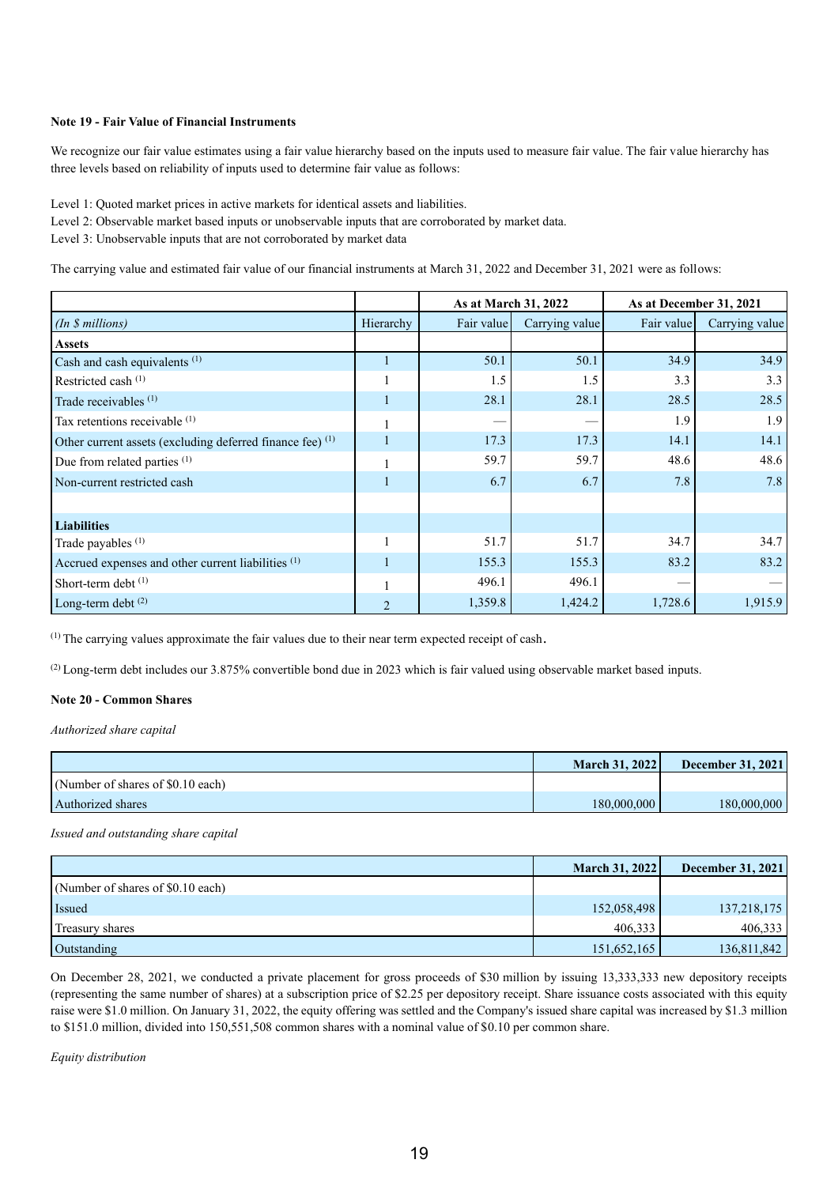**Note 19 - Fair Value of Financial Instruments**

We recognize our fair value estimates using a fair value hierarchy based on the inputs used to measure fair value. The fair value hierarchy has three levels based on reliability of inputs used to determine fair value as follows:

Level 1: Quoted market prices in active markets for identical assets and liabilities.
Level 2: Observable market based inputs or unobservable inputs that are corroborated by market data.
Level 3: Unobservable inputs that are not corroborated by market data

The carrying value and estimated fair value of our financial instruments at March 31, 2022 and December 31, 2021 were as follows:

| | | As at March 31, 2022 | | As at December 31, 2021 | |
|---|---|---|---|---|---|
| *(In $ millions)* | Hierarchy | Fair value | Carrying value | Fair value | Carrying value |
| **Assets** | | | | | |
| Cash and cash equivalents [1] | 1 | 50.1 | 50.1 | 34.9 | 34.9 |
| Restricted cash [1] | 1 | 1.5 | 1.5 | 3.3 | 3.3 |
| Trade receivables [1] | 1 | 28.1 | 28.1 | 28.5 | 28.5 |
| Tax retentions receivable [1] | 1 | — | — | 1.9 | 1.9 |
| Other current assets (excluding deferred finance fee) [1] | 1 | 17.3 | 17.3 | 14.1 | 14.1 |
| Due from related parties [1] | 1 | 59.7 | 59.7 | 48.6 | 48.6 |
| Non-current restricted cash | 1 | 6.7 | 6.7 | 7.8 | 7.8 |
| | | | | | |
| **Liabilities** | | | | | |
| Trade payables [1] | 1 | 51.7 | 51.7 | 34.7 | 34.7 |
| Accrued expenses and other current liabilities [1] | 1 | 155.3 | 155.3 | 83.2 | 83.2 |
| Short-term debt [1] | 1 | 496.1 | 496.1 | — | — |
| Long-term debt [2] | 2 | 1,359.8 | 1,424.2 | 1,728.6 | 1,915.9 |

[1] The carrying values approximate the fair values due to their near term expected receipt of cash.

[2] Long-term debt includes our 3.875% convertible bond due in 2023 which is fair valued using observable market based inputs.

**Note 20 - Common Shares**

*Authorized share capital*

| | March 31, 2022 | December 31, 2021 |
|---|---|---|
| (Number of shares of $0.10 each) | | |
| Authorized shares | 180,000,000 | 180,000,000 |

*Issued and outstanding share capital*

| | March 31, 2022 | December 31, 2021 |
|---|---|---|
| (Number of shares of $0.10 each) | | |
| Issued | 152,058,498 | 137,218,175 |
| Treasury shares | 406,333 | 406,333 |
| Outstanding | 151,652,165 | 136,811,842 |

On December 28, 2021, we conducted a private placement for gross proceeds of $30 million by issuing 13,333,333 new depository receipts (representing the same number of shares) at a subscription price of $2.25 per depository receipt. Share issuance costs associated with this equity raise were $1.0 million. On January 31, 2022, the equity offering was settled and the Company's issued share capital was increased by $1.3 million to $151.0 million, divided into 150,551,508 common shares with a nominal value of $0.10 per common share.

*Equity distribution*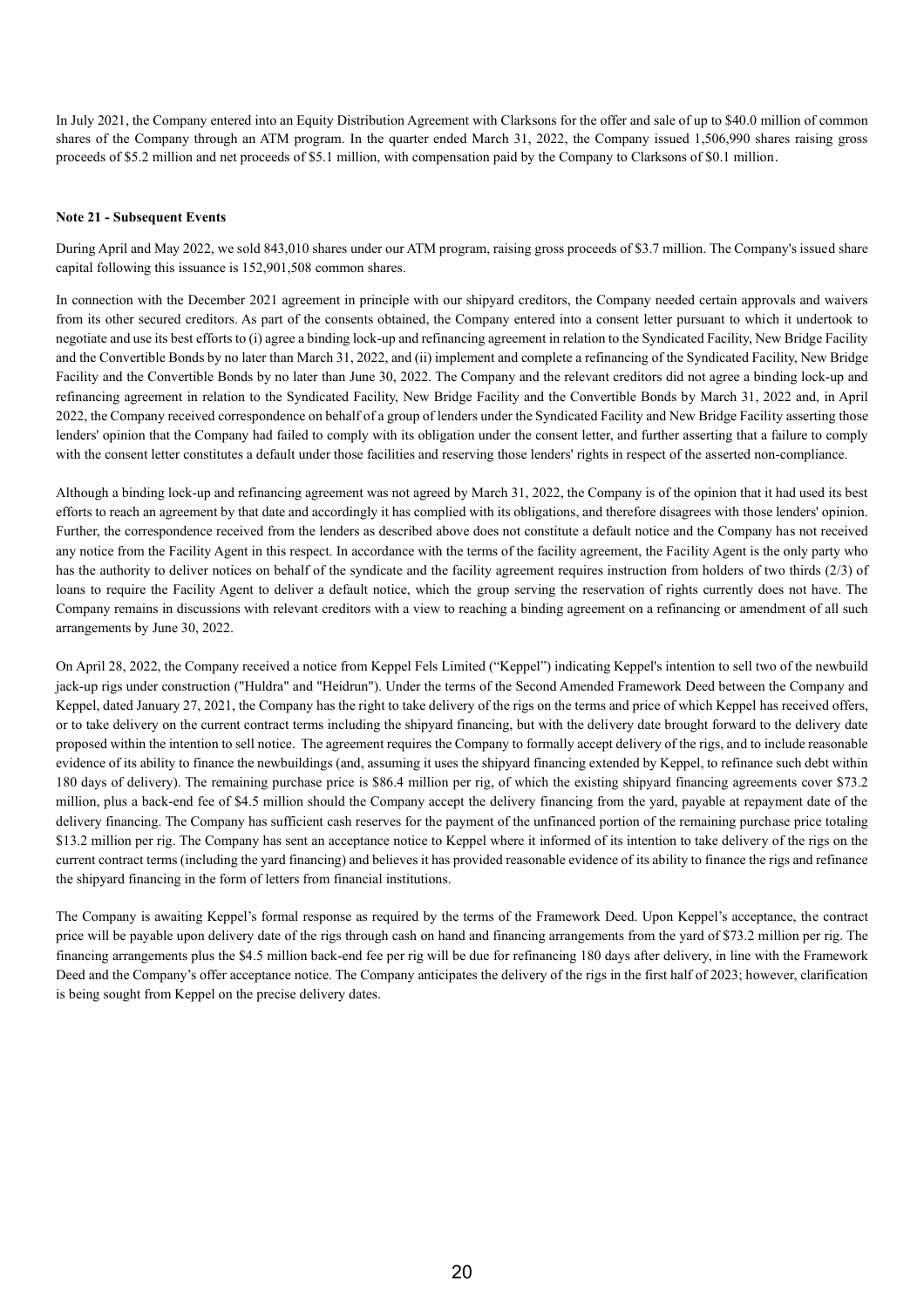In July 2021, the Company entered into an Equity Distribution Agreement with Clarksons for the offer and sale of up to $40.0 million of common shares of the Company through an ATM program. In the quarter ended March 31, 2022, the Company issued 1,506,990 shares raising gross proceeds of $5.2 million and net proceeds of $5.1 million, with compensation paid by the Company to Clarksons of $0.1 million.

**Note 21 - Subsequent Events**

During April and May 2022, we sold 843,010 shares under our ATM program, raising gross proceeds of $3.7 million. The Company's issued share capital following this issuance is 152,901,508 common shares.

In connection with the December 2021 agreement in principle with our shipyard creditors, the Company needed certain approvals and waivers from its other secured creditors. As part of the consents obtained, the Company entered into a consent letter pursuant to which it undertook to negotiate and use its best efforts to (i) agree a binding lock-up and refinancing agreement in relation to the Syndicated Facility, New Bridge Facility and the Convertible Bonds by no later than March 31, 2022, and (ii) implement and complete a refinancing of the Syndicated Facility, New Bridge Facility and the Convertible Bonds by no later than June 30, 2022. The Company and the relevant creditors did not agree a binding lock-up and refinancing agreement in relation to the Syndicated Facility, New Bridge Facility and the Convertible Bonds by March 31, 2022 and, in April 2022, the Company received correspondence on behalf of a group of lenders under the Syndicated Facility and New Bridge Facility asserting those lenders' opinion that the Company had failed to comply with its obligation under the consent letter, and further asserting that a failure to comply with the consent letter constitutes a default under those facilities and reserving those lenders' rights in respect of the asserted non-compliance.

Although a binding lock-up and refinancing agreement was not agreed by March 31, 2022, the Company is of the opinion that it had used its best efforts to reach an agreement by that date and accordingly it has complied with its obligations, and therefore disagrees with those lenders' opinion. Further, the correspondence received from the lenders as described above does not constitute a default notice and the Company has not received any notice from the Facility Agent in this respect. In accordance with the terms of the facility agreement, the Facility Agent is the only party who has the authority to deliver notices on behalf of the syndicate and the facility agreement requires instruction from holders of two thirds (2/3) of loans to require the Facility Agent to deliver a default notice, which the group serving the reservation of rights currently does not have. The Company remains in discussions with relevant creditors with a view to reaching a binding agreement on a refinancing or amendment of all such arrangements by June 30, 2022.

On April 28, 2022, the Company received a notice from Keppel Fels Limited ("Keppel") indicating Keppel's intention to sell two of the newbuild jack-up rigs under construction ("Huldra" and "Heidrun"). Under the terms of the Second Amended Framework Deed between the Company and Keppel, dated January 27, 2021, the Company has the right to take delivery of the rigs on the terms and price of which Keppel has received offers, or to take delivery on the current contract terms including the shipyard financing, but with the delivery date brought forward to the delivery date proposed within the intention to sell notice. The agreement requires the Company to formally accept delivery of the rigs, and to include reasonable evidence of its ability to finance the newbuildings (and, assuming it uses the shipyard financing extended by Keppel, to refinance such debt within 180 days of delivery). The remaining purchase price is $86.4 million per rig, of which the existing shipyard financing agreements cover $73.2 million, plus a back-end fee of $4.5 million should the Company accept the delivery financing from the yard, payable at repayment date of the delivery financing. The Company has sufficient cash reserves for the payment of the unfinanced portion of the remaining purchase price totaling $13.2 million per rig. The Company has sent an acceptance notice to Keppel where it informed of its intention to take delivery of the rigs on the current contract terms (including the yard financing) and believes it has provided reasonable evidence of its ability to finance the rigs and refinance the shipyard financing in the form of letters from financial institutions.

The Company is awaiting Keppel's formal response as required by the terms of the Framework Deed. Upon Keppel's acceptance, the contract price will be payable upon delivery date of the rigs through cash on hand and financing arrangements from the yard of $73.2 million per rig. The financing arrangements plus the $4.5 million back-end fee per rig will be due for refinancing 180 days after delivery, in line with the Framework Deed and the Company's offer acceptance notice. The Company anticipates the delivery of the rigs in the first half of 2023; however, clarification is being sought from Keppel on the precise delivery dates.